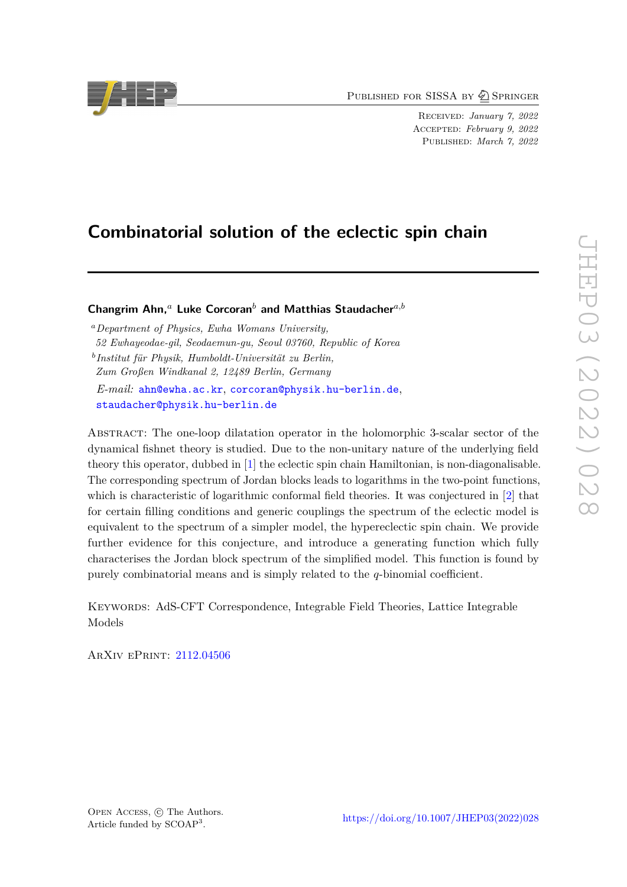# Combinatorial solution of the eclectic spin chain

**Changrim Ahn,**[a] **Luke Corcoran**[b] **and Matthias Staudacher**[a,b]

[a] *Department of Physics, Ewha Womans University, 52 Ewhayeodae-gil, Seodaemun-gu, Seoul 03760, Republic of Korea*

[b] *Institut für Physik, Humboldt-Universität zu Berlin, Zum Großen Windkanal 2, 12489 Berlin, Germany*

*E-mail:* ahn@ewha.ac.kr, corcoran@physik.hu-berlin.de, staudacher@physik.hu-berlin.de

Abstract: The one-loop dilatation operator in the holomorphic 3-scalar sector of the dynamical fishnet theory is studied. Due to the non-unitary nature of the underlying field theory this operator, dubbed in [1] the eclectic spin chain Hamiltonian, is non-diagonalisable. The corresponding spectrum of Jordan blocks leads to logarithms in the two-point functions, which is characteristic of logarithmic conformal field theories. It was conjectured in [2] that for certain filling conditions and generic couplings the spectrum of the eclectic model is equivalent to the spectrum of a simpler model, the hypereclectic spin chain. We provide further evidence for this conjecture, and introduce a generating function which fully characterises the Jordan block spectrum of the simplified model. This function is found by purely combinatorial means and is simply related to the $q$-binomial coefficient.

Keywords: AdS-CFT Correspondence, Integrable Field Theories, Lattice Integrable Models

ArXiv ePrint: 2112.04506

Open Access, © The Authors.
Article funded by SCOAP[3].

https://doi.org/10.1007/JHEP03(2022)028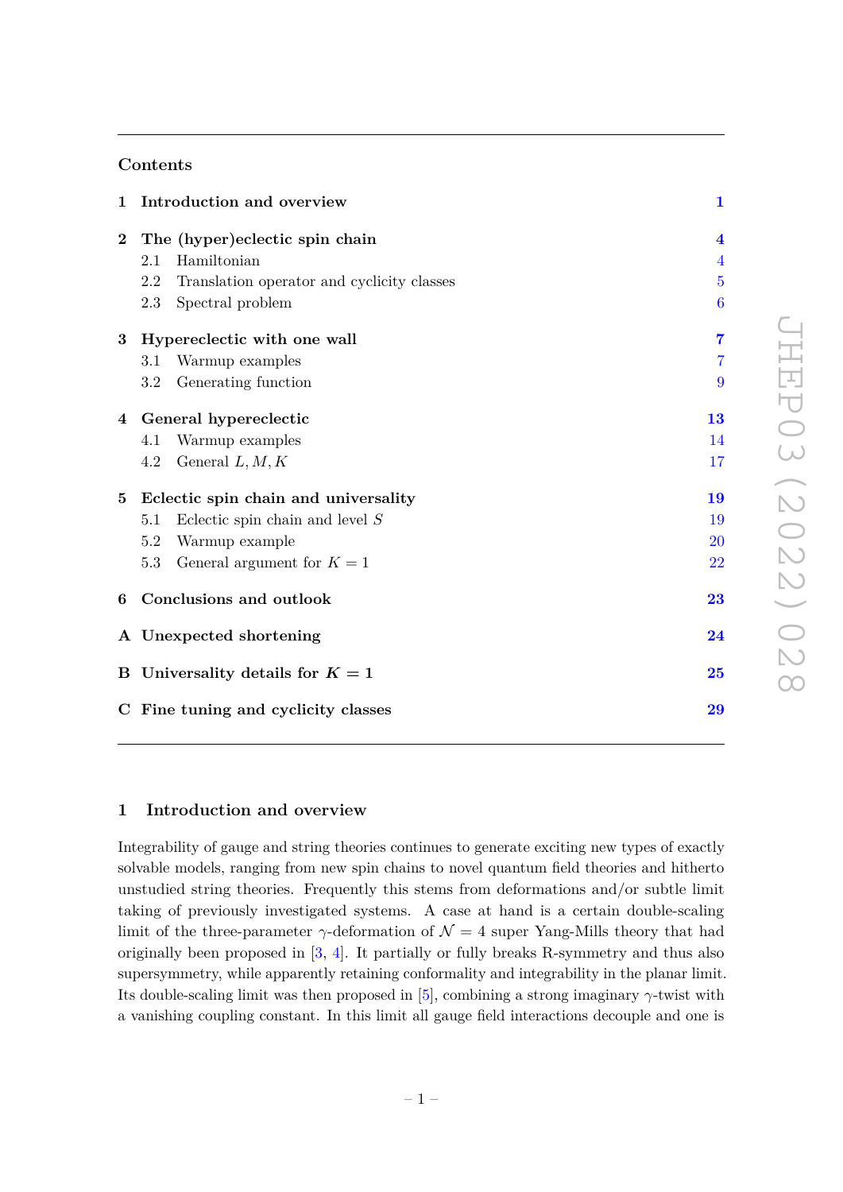## Contents

| | | |
|---|---|---|
| **1** | **Introduction and overview** | **1** |
| **2** | **The (hyper)eclectic spin chain** | **4** |
| | 2.1 Hamiltonian | 4 |
| | 2.2 Translation operator and cyclicity classes | 5 |
| | 2.3 Spectral problem | 6 |
| **3** | **Hypereclectic with one wall** | **7** |
| | 3.1 Warmup examples | 7 |
| | 3.2 Generating function | 9 |
| **4** | **General hypereclectic** | **13** |
| | 4.1 Warmup examples | 14 |
| | 4.2 General $L, M, K$ | 17 |
| **5** | **Eclectic spin chain and universality** | **19** |
| | 5.1 Eclectic spin chain and level $S$ | 19 |
| | 5.2 Warmup example | 20 |
| | 5.3 General argument for $K = 1$ | 22 |
| **6** | **Conclusions and outlook** | **23** |
| **A** | **Unexpected shortening** | **24** |
| **B** | **Universality details for $K = 1$** | **25** |
| **C** | **Fine tuning and cyclicity classes** | **29** |

# 1 Introduction and overview

Integrability of gauge and string theories continues to generate exciting new types of exactly solvable models, ranging from new spin chains to novel quantum field theories and hitherto unstudied string theories. Frequently this stems from deformations and/or subtle limit taking of previously investigated systems. A case at hand is a certain double-scaling limit of the three-parameter $\gamma$-deformation of $\mathcal{N} = 4$ super Yang-Mills theory that had originally been proposed in [3, 4]. It partially or fully breaks R-symmetry and thus also supersymmetry, while apparently retaining conformality and integrability in the planar limit. Its double-scaling limit was then proposed in [5], combining a strong imaginary $\gamma$-twist with a vanishing coupling constant. In this limit all gauge field interactions decouple and one is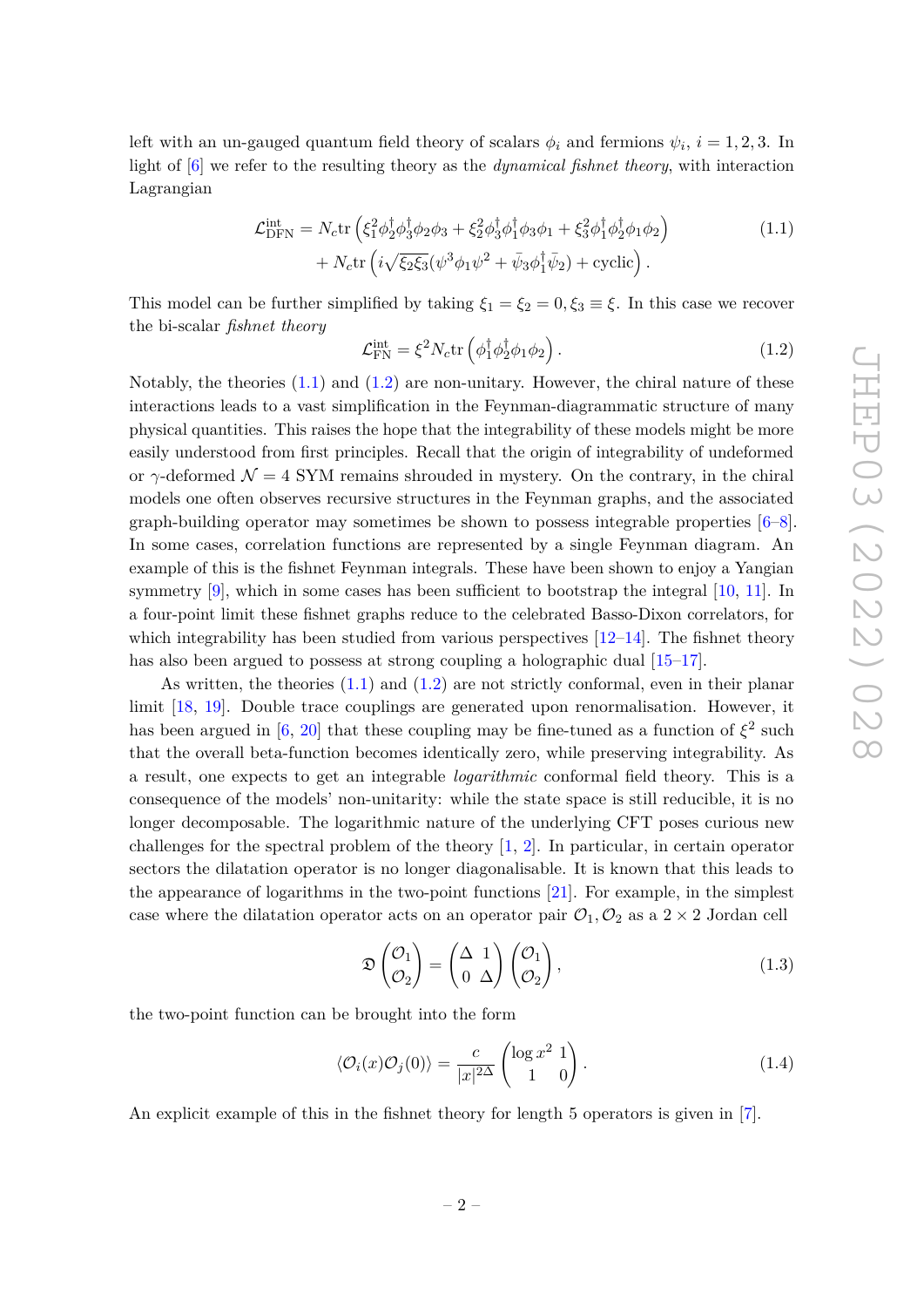left with an un-gauged quantum field theory of scalars $\phi_i$ and fermions $\psi_i$, $i = 1, 2, 3$. In light of [6] we refer to the resulting theory as the *dynamical fishnet theory*, with interaction Lagrangian

$$
\begin{aligned}
\mathcal{L}^{\text{int}}_{\text{DFN}} = N_c \text{tr}\left(\xi_1^2 \phi_2^\dagger \phi_3^\dagger \phi_2 \phi_3 + \xi_2^2 \phi_3^\dagger \phi_1^\dagger \phi_3 \phi_1 + \xi_3^2 \phi_1^\dagger \phi_2^\dagger \phi_1 \phi_2\right) \\
+ N_c \text{tr}\left(i\sqrt{\xi_2 \xi_3}(\psi^3 \phi_1 \psi^2 + \bar{\psi}_3 \phi_1^\dagger \bar{\psi}_2) + \text{cyclic}\right).
\end{aligned}
\tag{1.1}
$$

This model can be further simplified by taking $\xi_1 = \xi_2 = 0, \xi_3 \equiv \xi$. In this case we recover the bi-scalar *fishnet theory*

$$
\mathcal{L}^{\text{int}}_{\text{FN}} = \xi^2 N_c \text{tr}\left(\phi_1^\dagger \phi_2^\dagger \phi_1 \phi_2\right). \tag{1.2}
$$

Notably, the theories (1.1) and (1.2) are non-unitary. However, the chiral nature of these interactions leads to a vast simplification in the Feynman-diagrammatic structure of many physical quantities. This raises the hope that the integrability of these models might be more easily understood from first principles. Recall that the origin of integrability of undeformed or $\gamma$-deformed $\mathcal{N} = 4$ SYM remains shrouded in mystery. On the contrary, in the chiral models one often observes recursive structures in the Feynman graphs, and the associated graph-building operator may sometimes be shown to possess integrable properties [6–8]. In some cases, correlation functions are represented by a single Feynman diagram. An example of this is the fishnet Feynman integrals. These have been shown to enjoy a Yangian symmetry [9], which in some cases has been sufficient to bootstrap the integral [10, 11]. In a four-point limit these fishnet graphs reduce to the celebrated Basso-Dixon correlators, for which integrability has been studied from various perspectives [12–14]. The fishnet theory has also been argued to possess at strong coupling a holographic dual [15–17].

As written, the theories (1.1) and (1.2) are not strictly conformal, even in their planar limit [18, 19]. Double trace couplings are generated upon renormalisation. However, it has been argued in [6, 20] that these coupling may be fine-tuned as a function of $\xi^2$ such that the overall beta-function becomes identically zero, while preserving integrability. As a result, one expects to get an integrable *logarithmic* conformal field theory. This is a consequence of the models' non-unitarity: while the state space is still reducible, it is no longer decomposable. The logarithmic nature of the underlying CFT poses curious new challenges for the spectral problem of the theory [1, 2]. In particular, in certain operator sectors the dilatation operator is no longer diagonalisable. It is known that this leads to the appearance of logarithms in the two-point functions [21]. For example, in the simplest case where the dilatation operator acts on an operator pair $\mathcal{O}_1, \mathcal{O}_2$ as a $2 \times 2$ Jordan cell

$$
\mathfrak{D}\begin{pmatrix} \mathcal{O}_1 \\ \mathcal{O}_2 \end{pmatrix} = \begin{pmatrix} \Delta & 1 \\ 0 & \Delta \end{pmatrix} \begin{pmatrix} \mathcal{O}_1 \\ \mathcal{O}_2 \end{pmatrix}, \tag{1.3}
$$

the two-point function can be brought into the form

$$
\langle \mathcal{O}_i(x) \mathcal{O}_j(0) \rangle = \frac{c}{|x|^{2\Delta}} \begin{pmatrix} \log x^2 & 1 \\ 1 & 0 \end{pmatrix}. \tag{1.4}
$$

An explicit example of this in the fishnet theory for length 5 operators is given in [7].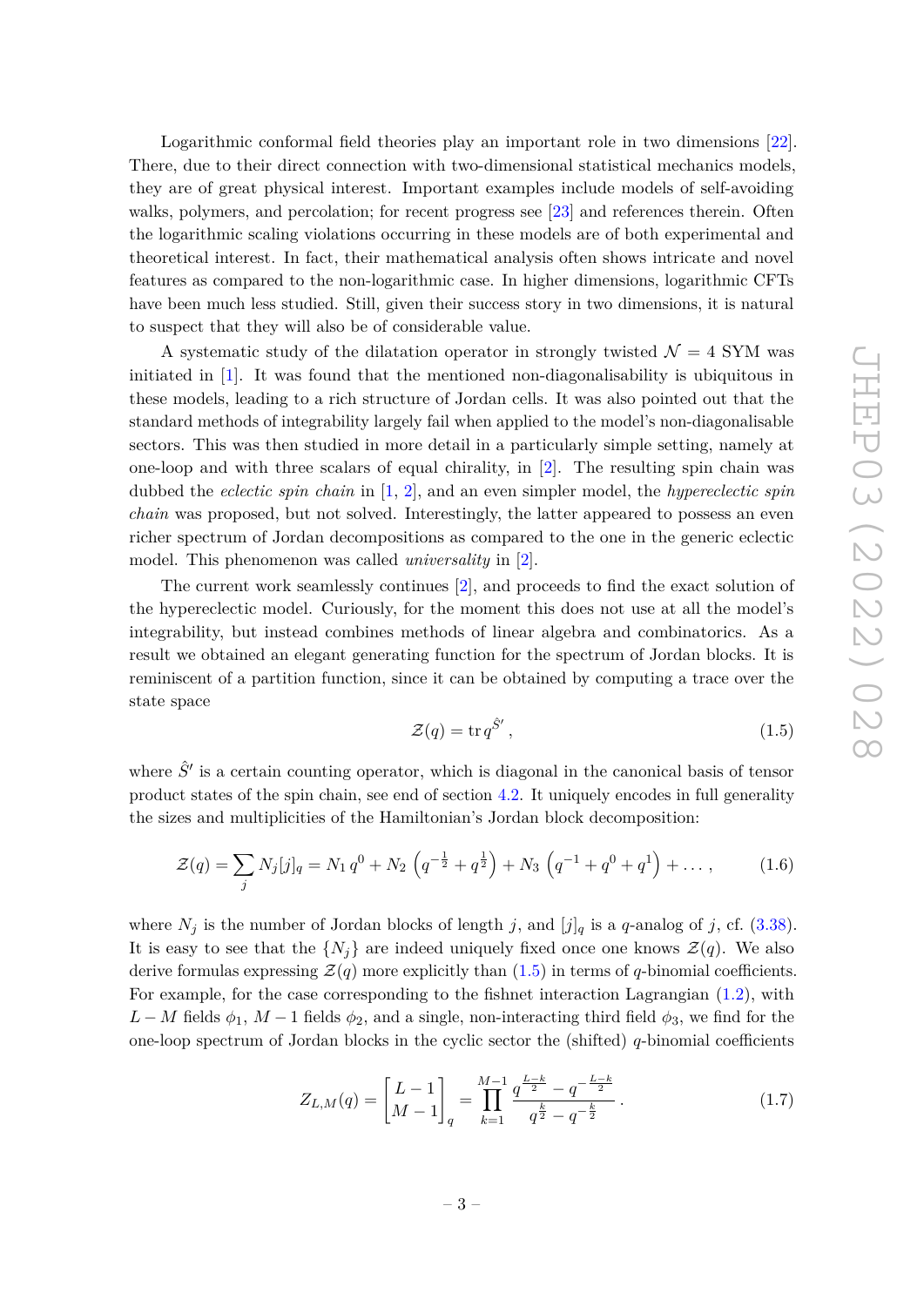Logarithmic conformal field theories play an important role in two dimensions [22]. There, due to their direct connection with two-dimensional statistical mechanics models, they are of great physical interest. Important examples include models of self-avoiding walks, polymers, and percolation; for recent progress see [23] and references therein. Often the logarithmic scaling violations occurring in these models are of both experimental and theoretical interest. In fact, their mathematical analysis often shows intricate and novel features as compared to the non-logarithmic case. In higher dimensions, logarithmic CFTs have been much less studied. Still, given their success story in two dimensions, it is natural to suspect that they will also be of considerable value.

A systematic study of the dilatation operator in strongly twisted $\mathcal{N}=4$ SYM was initiated in [1]. It was found that the mentioned non-diagonalisability is ubiquitous in these models, leading to a rich structure of Jordan cells. It was also pointed out that the standard methods of integrability largely fail when applied to the model's non-diagonalisable sectors. This was then studied in more detail in a particularly simple setting, namely at one-loop and with three scalars of equal chirality, in [2]. The resulting spin chain was dubbed the *eclectic spin chain* in [1, 2], and an even simpler model, the *hypereclectic spin chain* was proposed, but not solved. Interestingly, the latter appeared to possess an even richer spectrum of Jordan decompositions as compared to the one in the generic eclectic model. This phenomenon was called *universality* in [2].

The current work seamlessly continues [2], and proceeds to find the exact solution of the hypereclectic model. Curiously, for the moment this does not use at all the model's integrability, but instead combines methods of linear algebra and combinatorics. As a result we obtained an elegant generating function for the spectrum of Jordan blocks. It is reminiscent of a partition function, since it can be obtained by computing a trace over the state space

$$\mathcal{Z}(q) = \operatorname{tr} q^{\hat{S}'}\,, \tag{1.5}$$

where $\hat{S}'$ is a certain counting operator, which is diagonal in the canonical basis of tensor product states of the spin chain, see end of section 4.2. It uniquely encodes in full generality the sizes and multiplicities of the Hamiltonian's Jordan block decomposition:

$$\mathcal{Z}(q) = \sum_j N_j [j]_q = N_1\, q^0 + N_2\left(q^{-\frac{1}{2}} + q^{\frac{1}{2}}\right) + N_3\left(q^{-1} + q^0 + q^1\right) + \dots\,, \tag{1.6}$$

where $N_j$ is the number of Jordan blocks of length $j$, and $[j]_q$ is a $q$-analog of $j$, cf. (3.38). It is easy to see that the $\{N_j\}$ are indeed uniquely fixed once one knows $\mathcal{Z}(q)$. We also derive formulas expressing $\mathcal{Z}(q)$ more explicitly than (1.5) in terms of $q$-binomial coefficients. For example, for the case corresponding to the fishnet interaction Lagrangian (1.2), with $L-M$ fields $\phi_1$, $M-1$ fields $\phi_2$, and a single, non-interacting third field $\phi_3$, we find for the one-loop spectrum of Jordan blocks in the cyclic sector the (shifted) $q$-binomial coefficients

$$Z_{L,M}(q) = \begin{bmatrix} L-1 \\ M-1 \end{bmatrix}_q = \prod_{k=1}^{M-1} \frac{q^{\frac{L-k}{2}} - q^{-\frac{L-k}{2}}}{q^{\frac{k}{2}} - q^{-\frac{k}{2}}}\,. \tag{1.7}$$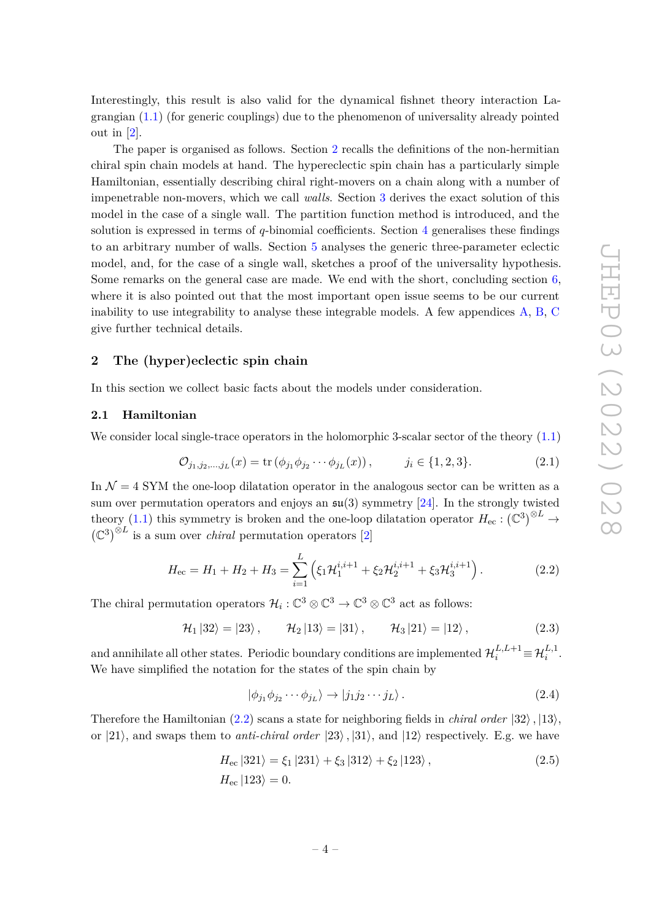Interestingly, this result is also valid for the dynamical fishnet theory interaction Lagrangian (1.1) (for generic couplings) due to the phenomenon of universality already pointed out in [2].

The paper is organised as follows. Section 2 recalls the definitions of the non-hermitian chiral spin chain models at hand. The hypereclectic spin chain has a particularly simple Hamiltonian, essentially describing chiral right-movers on a chain along with a number of impenetrable non-movers, which we call *walls*. Section 3 derives the exact solution of this model in the case of a single wall. The partition function method is introduced, and the solution is expressed in terms of $q$-binomial coefficients. Section 4 generalises these findings to an arbitrary number of walls. Section 5 analyses the generic three-parameter eclectic model, and, for the case of a single wall, sketches a proof of the universality hypothesis. Some remarks on the general case are made. We end with the short, concluding section 6, where it is also pointed out that the most important open issue seems to be our current inability to use integrability to analyse these integrable models. A few appendices A, B, C give further technical details.

## 2 The (hyper)eclectic spin chain

In this section we collect basic facts about the models under consideration.

### 2.1 Hamiltonian

We consider local single-trace operators in the holomorphic 3-scalar sector of the theory (1.1)

$$\mathcal{O}_{j_1,j_2,\ldots,j_L}(x) = \operatorname{tr}\left(\phi_{j_1}\phi_{j_2}\cdots\phi_{j_L}(x)\right), \qquad j_i \in \{1,2,3\}. \tag{2.1}$$

In $\mathcal{N}=4$ SYM the one-loop dilatation operator in the analogous sector can be written as a sum over permutation operators and enjoys an $\mathfrak{su}(3)$ symmetry [24]. In the strongly twisted theory (1.1) this symmetry is broken and the one-loop dilatation operator $H_{\text{ec}} : (\mathbb{C}^3)^{\otimes L} \to (\mathbb{C}^3)^{\otimes L}$ is a sum over *chiral* permutation operators [2]

$$H_{\text{ec}} = H_1 + H_2 + H_3 = \sum_{i=1}^{L}\left(\xi_1 \mathcal{H}_1^{i,i+1} + \xi_2 \mathcal{H}_2^{i,i+1} + \xi_3 \mathcal{H}_3^{i,i+1}\right). \tag{2.2}$$

The chiral permutation operators $\mathcal{H}_i : \mathbb{C}^3 \otimes \mathbb{C}^3 \to \mathbb{C}^3 \otimes \mathbb{C}^3$ act as follows:

$$\mathcal{H}_1 \left|32\right\rangle = \left|23\right\rangle, \qquad \mathcal{H}_2 \left|13\right\rangle = \left|31\right\rangle, \qquad \mathcal{H}_3 \left|21\right\rangle = \left|12\right\rangle, \tag{2.3}$$

and annihilate all other states. Periodic boundary conditions are implemented $\mathcal{H}_i^{L,L+1} \equiv \mathcal{H}_i^{L,1}$. We have simplified the notation for the states of the spin chain by

$$\left|\phi_{j_1}\phi_{j_2}\cdots\phi_{j_L}\right\rangle \to \left|j_1 j_2 \cdots j_L\right\rangle. \tag{2.4}$$

Therefore the Hamiltonian (2.2) scans a state for neighboring fields in *chiral order* $\left|32\right\rangle, \left|13\right\rangle$, or $\left|21\right\rangle$, and swaps them to *anti-chiral order* $\left|23\right\rangle, \left|31\right\rangle$, and $\left|12\right\rangle$ respectively. E.g. we have

$$\begin{aligned} H_{\text{ec}} \left|321\right\rangle &= \xi_1 \left|231\right\rangle + \xi_3 \left|312\right\rangle + \xi_2 \left|123\right\rangle, \\ H_{\text{ec}} \left|123\right\rangle &= 0. \end{aligned} \tag{2.5}$$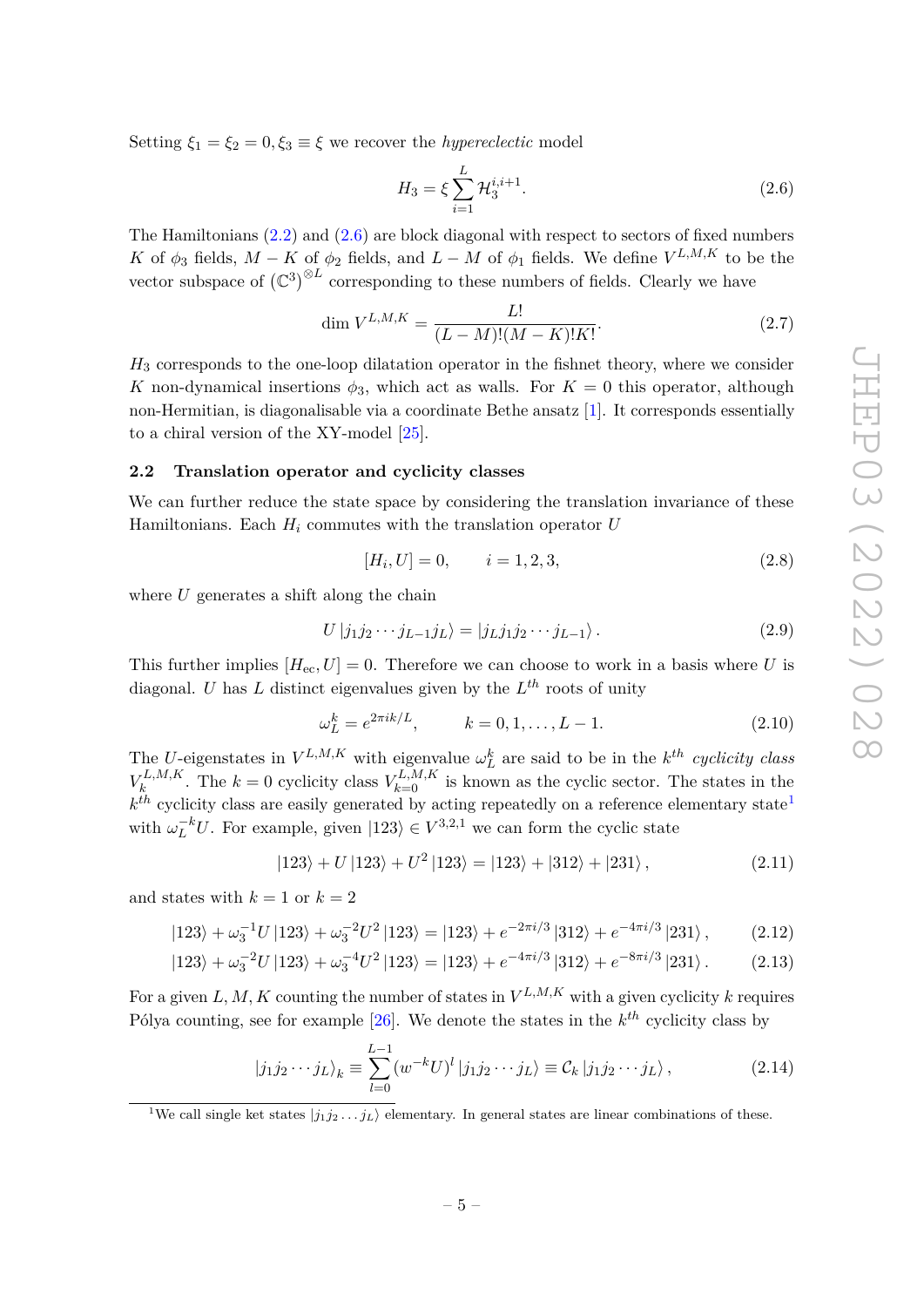Setting $\xi_1 = \xi_2 = 0, \xi_3 \equiv \xi$ we recover the *hypereclectic* model

$$H_3 = \xi \sum_{i=1}^{L} \mathcal{H}_3^{i,i+1}. \tag{2.6}$$

The Hamiltonians (2.2) and (2.6) are block diagonal with respect to sectors of fixed numbers $K$ of $\phi_3$ fields, $M-K$ of $\phi_2$ fields, and $L-M$ of $\phi_1$ fields. We define $V^{L,M,K}$ to be the vector subspace of $(\mathbb{C}^3)^{\otimes L}$ corresponding to these numbers of fields. Clearly we have

$$\dim V^{L,M,K} = \frac{L!}{(L-M)!(M-K)!K!}. \tag{2.7}$$

$H_3$ corresponds to the one-loop dilatation operator in the fishnet theory, where we consider $K$ non-dynamical insertions $\phi_3$, which act as walls. For $K=0$ this operator, although non-Hermitian, is diagonalisable via a coordinate Bethe ansatz [1]. It corresponds essentially to a chiral version of the XY-model [25].

### 2.2 Translation operator and cyclicity classes

We can further reduce the state space by considering the translation invariance of these Hamiltonians. Each $H_i$ commutes with the translation operator $U$

$$[H_i, U] = 0, \qquad i = 1,2,3, \tag{2.8}$$

where $U$ generates a shift along the chain

$$U \left| j_1 j_2 \cdots j_{L-1} j_L \right\rangle = \left| j_L j_1 j_2 \cdots j_{L-1} \right\rangle. \tag{2.9}$$

This further implies $[H_{\mathrm{ec}}, U] = 0$. Therefore we can choose to work in a basis where $U$ is diagonal. $U$ has $L$ distinct eigenvalues given by the $L^{th}$ roots of unity

$$\omega_L^k = e^{2\pi i k/L}, \qquad k = 0,1,\ldots,L-1. \tag{2.10}$$

The $U$-eigenstates in $V^{L,M,K}$ with eigenvalue $\omega_L^k$ are said to be in the $k^{th}$ *cyclicity class* $V_k^{L,M,K}$. The $k=0$ cyclicity class $V_{k=0}^{L,M,K}$ is known as the cyclic sector. The states in the $k^{th}$ cyclicity class are easily generated by acting repeatedly on a reference elementary state[1] with $\omega_L^{-k} U$. For example, given $|123\rangle \in V^{3,2,1}$ we can form the cyclic state

$$|123\rangle + U\,|123\rangle + U^2\,|123\rangle = |123\rangle + |312\rangle + |231\rangle\,, \tag{2.11}$$

and states with $k=1$ or $k=2$

$$|123\rangle + \omega_3^{-1} U\,|123\rangle + \omega_3^{-2} U^2\,|123\rangle = |123\rangle + e^{-2\pi i/3}\,|312\rangle + e^{-4\pi i/3}\,|231\rangle\,, \tag{2.12}$$

$$|123\rangle + \omega_3^{-2} U\,|123\rangle + \omega_3^{-4} U^2\,|123\rangle = |123\rangle + e^{-4\pi i/3}\,|312\rangle + e^{-8\pi i/3}\,|231\rangle\,. \tag{2.13}$$

For a given $L, M, K$ counting the number of states in $V^{L,M,K}$ with a given cyclicity $k$ requires Pólya counting, see for example [26]. We denote the states in the $k^{th}$ cyclicity class by

$$\left| j_1 j_2 \cdots j_L \right\rangle_k \equiv \sum_{l=0}^{L-1} (w^{-k} U)^l \left| j_1 j_2 \cdots j_L \right\rangle \equiv \mathcal{C}_k \left| j_1 j_2 \cdots j_L \right\rangle, \tag{2.14}$$

[1] We call single ket states $|j_1 j_2 \ldots j_L\rangle$ elementary. In general states are linear combinations of these.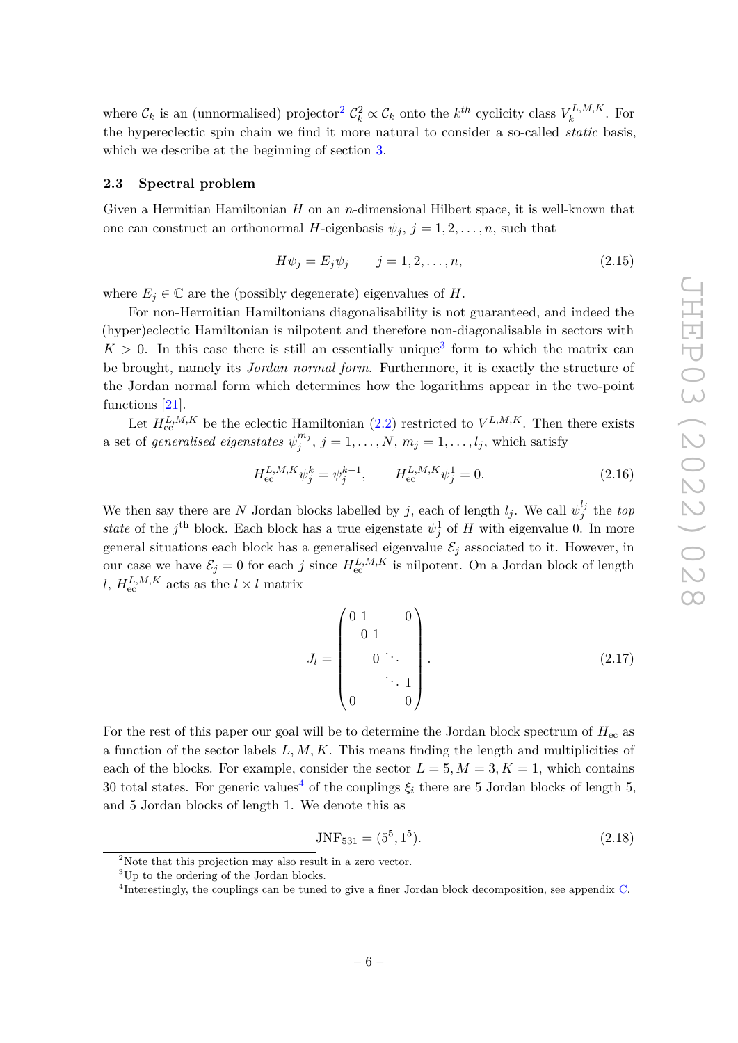where $\mathcal{C}_k$ is an (unnormalised) projector[2] $\mathcal{C}_k^2 \propto \mathcal{C}_k$ onto the $k^{th}$ cyclicity class $V_k^{L,M,K}$. For the hypereclectic spin chain we find it more natural to consider a so-called *static* basis, which we describe at the beginning of section 3.

### 2.3 Spectral problem

Given a Hermitian Hamiltonian $H$ on an $n$-dimensional Hilbert space, it is well-known that one can construct an orthonormal $H$-eigenbasis $\psi_j$, $j = 1, 2, \ldots, n$, such that

$$H\psi_j = E_j \psi_j \qquad j = 1, 2, \ldots, n, \tag{2.15}$$

where $E_j \in \mathbb{C}$ are the (possibly degenerate) eigenvalues of $H$.

For non-Hermitian Hamiltonians diagonalisability is not guaranteed, and indeed the (hyper)eclectic Hamiltonian is nilpotent and therefore non-diagonalisable in sectors with $K > 0$. In this case there is still an essentially unique[3] form to which the matrix can be brought, namely its *Jordan normal form*. Furthermore, it is exactly the structure of the Jordan normal form which determines how the logarithms appear in the two-point functions [21].

Let $H_{\text{ec}}^{L,M,K}$ be the eclectic Hamiltonian (2.2) restricted to $V^{L,M,K}$. Then there exists a set of *generalised eigenstates* $\psi_j^{m_j}$, $j = 1, \ldots, N$, $m_j = 1, \ldots, l_j$, which satisfy

$$H_{\text{ec}}^{L,M,K} \psi_j^k = \psi_j^{k-1}, \qquad H_{\text{ec}}^{L,M,K} \psi_j^1 = 0. \tag{2.16}$$

We then say there are $N$ Jordan blocks labelled by $j$, each of length $l_j$. We call $\psi_j^{l_j}$ the *top state* of the $j^{\text{th}}$ block. Each block has a true eigenstate $\psi_j^1$ of $H$ with eigenvalue 0. In more general situations each block has a generalised eigenvalue $\mathcal{E}_j$ associated to it. However, in our case we have $\mathcal{E}_j = 0$ for each $j$ since $H_{\text{ec}}^{L,M,K}$ is nilpotent. On a Jordan block of length $l$, $H_{\text{ec}}^{L,M,K}$ acts as the $l \times l$ matrix

$$J_l = \begin{pmatrix} 0 & 1 & & & 0 \\ & 0 & 1 & & \\ & & 0 & \ddots & \\ & & & \ddots & 1 \\ 0 & & & & 0 \end{pmatrix}. \tag{2.17}$$

For the rest of this paper our goal will be to determine the Jordan block spectrum of $H_{\text{ec}}$ as a function of the sector labels $L, M, K$. This means finding the length and multiplicities of each of the blocks. For example, consider the sector $L = 5, M = 3, K = 1$, which contains 30 total states. For generic values[4] of the couplings $\xi_i$ there are 5 Jordan blocks of length 5, and 5 Jordan blocks of length 1. We denote this as

$$\text{JNF}_{531} = (5^5, 1^5). \tag{2.18}$$

---

[2] Note that this projection may also result in a zero vector.

[3] Up to the ordering of the Jordan blocks.

[4] Interestingly, the couplings can be tuned to give a finer Jordan block decomposition, see appendix C.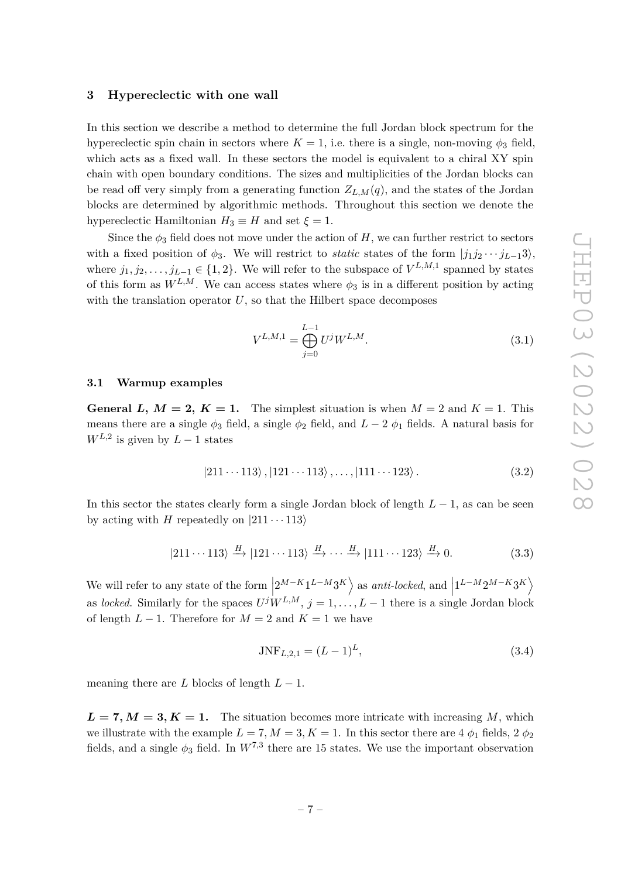## 3 Hypereclectic with one wall

In this section we describe a method to determine the full Jordan block spectrum for the hypereclectic spin chain in sectors where $K = 1$, i.e. there is a single, non-moving $\phi_3$ field, which acts as a fixed wall. In these sectors the model is equivalent to a chiral XY spin chain with open boundary conditions. The sizes and multiplicities of the Jordan blocks can be read off very simply from a generating function $Z_{L,M}(q)$, and the states of the Jordan blocks are determined by algorithmic methods. Throughout this section we denote the hypereclectic Hamiltonian $H_3 \equiv H$ and set $\xi = 1$.

Since the $\phi_3$ field does not move under the action of $H$, we can further restrict to sectors with a fixed position of $\phi_3$. We will restrict to *static* states of the form $|j_1 j_2 \cdots j_{L-1} 3\rangle$, where $j_1, j_2, \ldots, j_{L-1} \in \{1, 2\}$. We will refer to the subspace of $V^{L,M,1}$ spanned by states of this form as $W^{L,M}$. We can access states where $\phi_3$ is in a different position by acting with the translation operator $U$, so that the Hilbert space decomposes

$$V^{L,M,1} = \bigoplus_{j=0}^{L-1} U^j W^{L,M}. \tag{3.1}$$

### 3.1 Warmup examples

**General $L$, $M = 2$, $K = 1$.** The simplest situation is when $M = 2$ and $K = 1$. This means there are a single $\phi_3$ field, a single $\phi_2$ field, and $L - 2$ $\phi_1$ fields. A natural basis for $W^{L,2}$ is given by $L - 1$ states

$$|211 \cdots 113\rangle, |121 \cdots 113\rangle, \ldots, |111 \cdots 123\rangle. \tag{3.2}$$

In this sector the states clearly form a single Jordan block of length $L - 1$, as can be seen by acting with $H$ repeatedly on $|211 \cdots 113\rangle$

$$|211 \cdots 113\rangle \xrightarrow{H} |121 \cdots 113\rangle \xrightarrow{H} \cdots \xrightarrow{H} |111 \cdots 123\rangle \xrightarrow{H} 0. \tag{3.3}$$

We will refer to any state of the form $\left|2^{M-K} 1^{L-M} 3^K\right\rangle$ as *anti-locked*, and $\left|1^{L-M} 2^{M-K} 3^K\right\rangle$ as *locked*. Similarly for the spaces $U^j W^{L,M}$, $j = 1, \ldots, L - 1$ there is a single Jordan block of length $L - 1$. Therefore for $M = 2$ and $K = 1$ we have

$$\text{JNF}_{L,2,1} = (L - 1)^L, \tag{3.4}$$

meaning there are $L$ blocks of length $L - 1$.

**$L = 7, M = 3, K = 1$.** The situation becomes more intricate with increasing $M$, which we illustrate with the example $L = 7, M = 3, K = 1$. In this sector there are 4 $\phi_1$ fields, 2 $\phi_2$ fields, and a single $\phi_3$ field. In $W^{7,3}$ there are 15 states. We use the important observation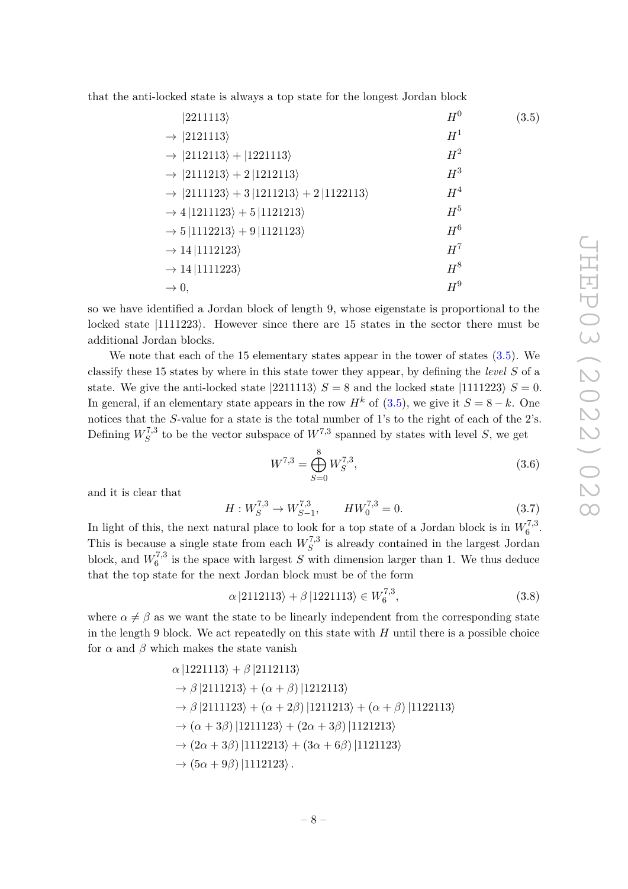that the anti-locked state is always a top state for the longest Jordan block

$$
\begin{aligned}
& |2211113\rangle && H^0 \\
\to\ & |2121113\rangle && H^1 \\
\to\ & |2112113\rangle + |1221113\rangle && H^2 \\
\to\ & |2111213\rangle + 2\,|1212113\rangle && H^3 \\
\to\ & |2111123\rangle + 3\,|1211213\rangle + 2\,|1122113\rangle && H^4 \\
\to\ & 4\,|1211123\rangle + 5\,|1121213\rangle && H^5 \\
\to\ & 5\,|1112213\rangle + 9\,|1121123\rangle && H^6 \\
\to\ & 14\,|1112123\rangle && H^7 \\
\to\ & 14\,|1111223\rangle && H^8 \\
\to\ & 0, && H^9
\end{aligned}
\tag{3.5}
$$

so we have identified a Jordan block of length 9, whose eigenstate is proportional to the locked state $|1111223\rangle$. However since there are 15 states in the sector there must be additional Jordan blocks.

We note that each of the 15 elementary states appear in the tower of states (3.5). We classify these 15 states by where in this state tower they appear, by defining the *level* $S$ of a state. We give the anti-locked state $|2211113\rangle$ $S = 8$ and the locked state $|1111223\rangle$ $S = 0$. In general, if an elementary state appears in the row $H^k$ of (3.5), we give it $S = 8 - k$. One notices that the $S$-value for a state is the total number of 1's to the right of each of the 2's. Defining $W^{7,3}_S$ to be the vector subspace of $W^{7,3}$ spanned by states with level $S$, we get

$$
W^{7,3} = \bigoplus_{S=0}^{8} W^{7,3}_S, \tag{3.6}
$$

and it is clear that

$$
H : W^{7,3}_S \to W^{7,3}_{S-1}, \qquad H W^{7,3}_0 = 0. \tag{3.7}
$$

In light of this, the next natural place to look for a top state of a Jordan block is in $W^{7,3}_6$. This is because a single state from each $W^{7,3}_S$ is already contained in the largest Jordan block, and $W^{7,3}_6$ is the space with largest $S$ with dimension larger than 1. We thus deduce that the top state for the next Jordan block must be of the form

$$
\alpha\,|2112113\rangle + \beta\,|1221113\rangle \in W^{7,3}_6, \tag{3.8}
$$

where $\alpha \neq \beta$ as we want the state to be linearly independent from the corresponding state in the length 9 block. We act repeatedly on this state with $H$ until there is a possible choice for $\alpha$ and $\beta$ which makes the state vanish

$$
\begin{aligned}
& \alpha\,|1221113\rangle + \beta\,|2112113\rangle \\
& \to \beta\,|2111213\rangle + (\alpha+\beta)\,|1212113\rangle \\
& \to \beta\,|2111123\rangle + (\alpha+2\beta)\,|1211213\rangle + (\alpha+\beta)\,|1122113\rangle \\
& \to (\alpha+3\beta)\,|1211123\rangle + (2\alpha+3\beta)\,|1121213\rangle \\
& \to (2\alpha+3\beta)\,|1112213\rangle + (3\alpha+6\beta)\,|1121123\rangle \\
& \to (5\alpha+9\beta)\,|1112123\rangle\,.
\end{aligned}
$$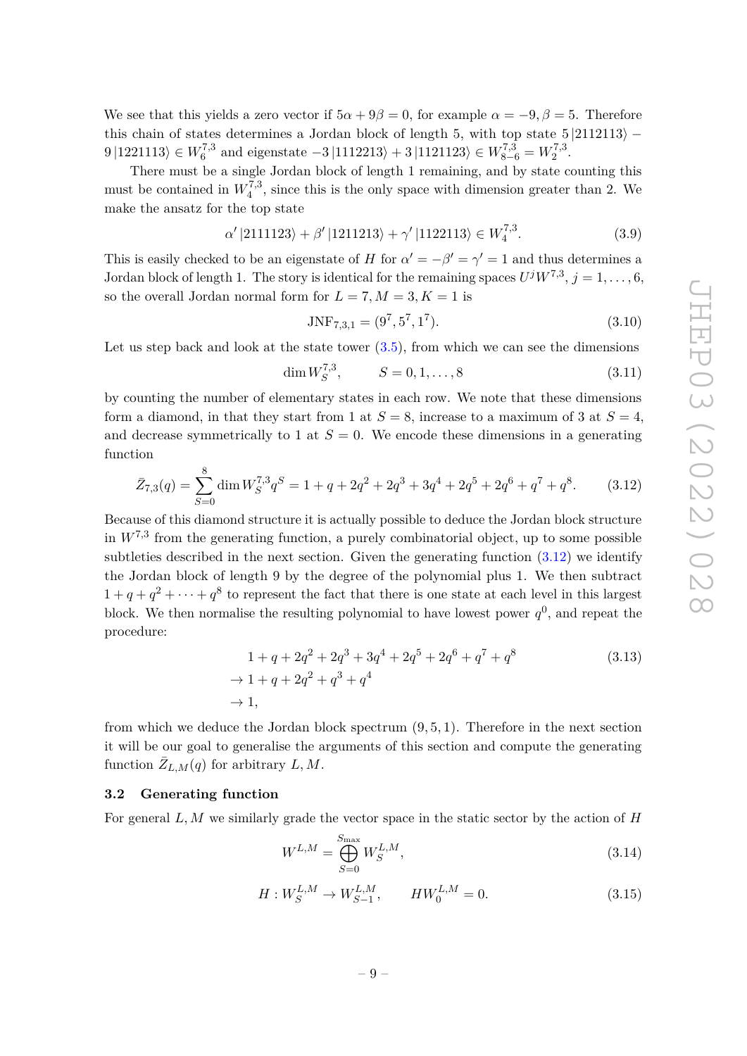We see that this yields a zero vector if $5\alpha + 9\beta = 0$, for example $\alpha = -9, \beta = 5$. Therefore this chain of states determines a Jordan block of length 5, with top state $5\,|2112113\rangle - 9\,|1221113\rangle \in W_6^{7,3}$ and eigenstate $-3\,|1112213\rangle + 3\,|1121123\rangle \in W_{8-6}^{7,3} = W_2^{7,3}$.

There must be a single Jordan block of length 1 remaining, and by state counting this must be contained in $W_4^{7,3}$, since this is the only space with dimension greater than 2. We make the ansatz for the top state

$$\alpha'\,|2111123\rangle + \beta'\,|1211213\rangle + \gamma'\,|1122113\rangle \in W_4^{7,3}. \tag{3.9}$$

This is easily checked to be an eigenstate of $H$ for $\alpha' = -\beta' = \gamma' = 1$ and thus determines a Jordan block of length 1. The story is identical for the remaining spaces $U^j W^{7,3}$, $j = 1, \ldots, 6$, so the overall Jordan normal form for $L = 7, M = 3, K = 1$ is

$$\mathrm{JNF}_{7,3,1} = (9^7, 5^7, 1^7). \tag{3.10}$$

Let us step back and look at the state tower (3.5), from which we can see the dimensions

$$\dim W_S^{7,3}, \qquad S = 0, 1, \ldots, 8 \tag{3.11}$$

by counting the number of elementary states in each row. We note that these dimensions form a diamond, in that they start from 1 at $S = 8$, increase to a maximum of 3 at $S = 4$, and decrease symmetrically to 1 at $S = 0$. We encode these dimensions in a generating function

$$\bar{Z}_{7,3}(q) = \sum_{S=0}^{8} \dim W_S^{7,3} q^S = 1 + q + 2q^2 + 2q^3 + 3q^4 + 2q^5 + 2q^6 + q^7 + q^8. \tag{3.12}$$

Because of this diamond structure it is actually possible to deduce the Jordan block structure in $W^{7,3}$ from the generating function, a purely combinatorial object, up to some possible subtleties described in the next section. Given the generating function (3.12) we identify the Jordan block of length 9 by the degree of the polynomial plus 1. We then subtract $1 + q + q^2 + \cdots + q^8$ to represent the fact that there is one state at each level in this largest block. We then normalise the resulting polynomial to have lowest power $q^0$, and repeat the procedure:

$$\begin{aligned}
&1 + q + 2q^2 + 2q^3 + 3q^4 + 2q^5 + 2q^6 + q^7 + q^8 \\
&\to 1 + q + 2q^2 + q^3 + q^4 \\
&\to 1,
\end{aligned} \tag{3.13}$$

from which we deduce the Jordan block spectrum $(9, 5, 1)$. Therefore in the next section it will be our goal to generalise the arguments of this section and compute the generating function $\bar{Z}_{L,M}(q)$ for arbitrary $L, M$.

### 3.2 Generating function

For general $L, M$ we similarly grade the vector space in the static sector by the action of $H$

$$W^{L,M} = \bigoplus_{S=0}^{S_{\max}} W_S^{L,M}, \tag{3.14}$$

$$H : W_S^{L,M} \to W_{S-1}^{L,M}, \qquad H W_0^{L,M} = 0. \tag{3.15}$$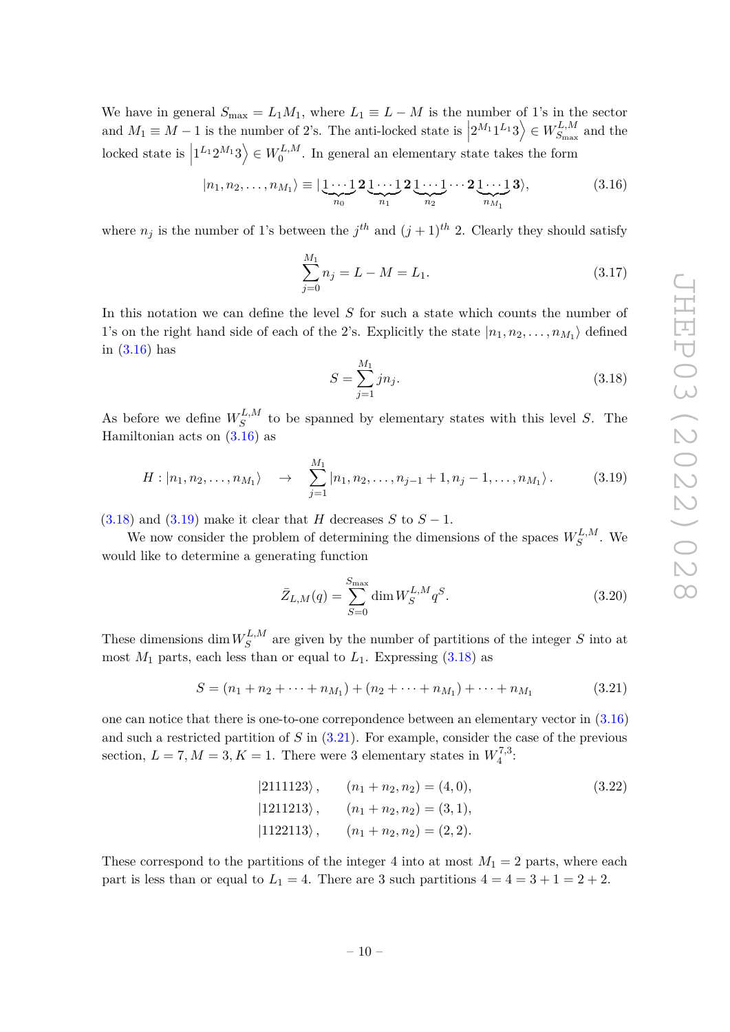We have in general $S_{\max} = L_1 M_1$, where $L_1 \equiv L - M$ is the number of 1's in the sector and $M_1 \equiv M - 1$ is the number of 2's. The anti-locked state is $\left|2^{M_1} 1^{L_1} 3\right\rangle \in W^{L,M}_{S_{\max}}$ and the locked state is $\left|1^{L_1} 2^{M_1} 3\right\rangle \in W^{L,M}_0$. In general an elementary state takes the form

$$|n_1, n_2, \ldots, n_{M_1}\rangle \equiv |\underbrace{1\cdots 1}_{n_0}\mathbf{2}\underbrace{1\cdots 1}_{n_1}\mathbf{2}\underbrace{1\cdots 1}_{n_2}\cdots\mathbf{2}\underbrace{1\cdots 1}_{n_{M_1}}\mathbf{3}\rangle, \tag{3.16}$$

where $n_j$ is the number of 1's between the $j^{th}$ and $(j+1)^{th}$ 2. Clearly they should satisfy

$$\sum_{j=0}^{M_1} n_j = L - M = L_1. \tag{3.17}$$

In this notation we can define the level $S$ for such a state which counts the number of 1's on the right hand side of each of the 2's. Explicitly the state $|n_1, n_2, \ldots, n_{M_1}\rangle$ defined in (3.16) has

$$S = \sum_{j=1}^{M_1} j n_j. \tag{3.18}$$

As before we define $W^{L,M}_S$ to be spanned by elementary states with this level $S$. The Hamiltonian acts on (3.16) as

$$H : |n_1, n_2, \ldots, n_{M_1}\rangle \quad \to \quad \sum_{j=1}^{M_1} |n_1, n_2, \ldots, n_{j-1}+1, n_j - 1, \ldots, n_{M_1}\rangle\,. \tag{3.19}$$

(3.18) and (3.19) make it clear that $H$ decreases $S$ to $S-1$.

We now consider the problem of determining the dimensions of the spaces $W^{L,M}_S$. We would like to determine a generating function

$$\bar{Z}_{L,M}(q) = \sum_{S=0}^{S_{\max}} \dim W^{L,M}_S q^S. \tag{3.20}$$

These dimensions $\dim W^{L,M}_S$ are given by the number of partitions of the integer $S$ into at most $M_1$ parts, each less than or equal to $L_1$. Expressing (3.18) as

$$S = (n_1 + n_2 + \cdots + n_{M_1}) + (n_2 + \cdots + n_{M_1}) + \cdots + n_{M_1} \tag{3.21}$$

one can notice that there is one-to-one correpondence between an elementary vector in (3.16) and such a restricted partition of $S$ in (3.21). For example, consider the case of the previous section, $L = 7, M = 3, K = 1$. There were 3 elementary states in $W^{7,3}_4$:

$$\begin{aligned}
&|2111123\rangle\,, \qquad (n_1 + n_2, n_2) = (4, 0),\\
&|1211213\rangle\,, \qquad (n_1 + n_2, n_2) = (3, 1),\\
&|1122113\rangle\,, \qquad (n_1 + n_2, n_2) = (2, 2).
\end{aligned} \tag{3.22}$$

These correspond to the partitions of the integer 4 into at most $M_1 = 2$ parts, where each part is less than or equal to $L_1 = 4$. There are 3 such partitions $4 = 4 = 3 + 1 = 2 + 2$.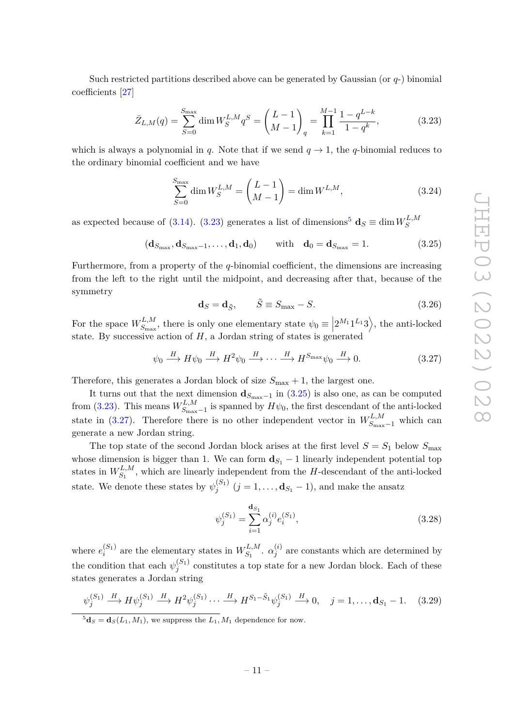Such restricted partitions described above can be generated by Gaussian (or $q$-) binomial coefficients [27]

$$\bar{Z}_{L,M}(q) = \sum_{S=0}^{S_{\max}} \dim W_S^{L,M} q^S = \binom{L-1}{M-1}_q = \prod_{k=1}^{M-1} \frac{1-q^{L-k}}{1-q^k}, \tag{3.23}$$

which is always a polynomial in $q$. Note that if we send $q \to 1$, the $q$-binomial reduces to the ordinary binomial coefficient and we have

$$\sum_{S=0}^{S_{\max}} \dim W_S^{L,M} = \binom{L-1}{M-1} = \dim W^{L,M}, \tag{3.24}$$

as expected because of (3.14). (3.23) generates a list of dimensions[5] $\mathbf{d}_S \equiv \dim W_S^{L,M}$

$$(\mathbf{d}_{S_{\max}}, \mathbf{d}_{S_{\max}-1}, \ldots, \mathbf{d}_1, \mathbf{d}_0) \qquad \text{with} \quad \mathbf{d}_0 = \mathbf{d}_{S_{\max}} = 1. \tag{3.25}$$

Furthermore, from a property of the $q$-binomial coefficient, the dimensions are increasing from the left to the right until the midpoint, and decreasing after that, because of the symmetry

$$\mathbf{d}_S = \mathbf{d}_{\tilde{S}}, \qquad \tilde{S} \equiv S_{\max} - S. \tag{3.26}$$

For the space $W_{S_{\max}}^{L,M}$, there is only one elementary state $\psi_0 \equiv \left|2^{M_1} 1^{L_1} 3\right\rangle$, the anti-locked state. By successive action of $H$, a Jordan string of states is generated

$$\psi_0 \xrightarrow{H} H\psi_0 \xrightarrow{H} H^2\psi_0 \xrightarrow{H} \cdots \xrightarrow{H} H^{S_{\max}}\psi_0 \xrightarrow{H} 0. \tag{3.27}$$

Therefore, this generates a Jordan block of size $S_{\max}+1$, the largest one.

It turns out that the next dimension $\mathbf{d}_{S_{\max}-1}$ in (3.25) is also one, as can be computed from (3.23). This means $W_{S_{\max}-1}^{L,M}$ is spanned by $H\psi_0$, the first descendant of the anti-locked state in (3.27). Therefore there is no other independent vector in $W_{S_{\max}-1}^{L,M}$ which can generate a new Jordan string.

The top state of the second Jordan block arises at the first level $S = S_1$ below $S_{\max}$ whose dimension is bigger than 1. We can form $\mathbf{d}_{S_1} - 1$ linearly independent potential top states in $W_{S_1}^{L,M}$, which are linearly independent from the $H$-descendant of the anti-locked state. We denote these states by $\psi_j^{(S_1)}$ ($j = 1, \ldots, \mathbf{d}_{S_1} - 1$), and make the ansatz

$$\psi_j^{(S_1)} = \sum_{i=1}^{\mathbf{d}_{S_1}} \alpha_j^{(i)} e_i^{(S_1)}, \tag{3.28}$$

where $e_i^{(S_1)}$ are the elementary states in $W_{S_1}^{L,M}$. $\alpha_j^{(i)}$ are constants which are determined by the condition that each $\psi_j^{(S_1)}$ constitutes a top state for a new Jordan block. Each of these states generates a Jordan string

$$\psi_j^{(S_1)} \xrightarrow{H} H\psi_j^{(S_1)} \xrightarrow{H} H^2\psi_j^{(S_1)} \cdots \xrightarrow{H} H^{S_1-\tilde{S}_1}\psi_j^{(S_1)} \xrightarrow{H} 0, \quad j = 1, \ldots, \mathbf{d}_{S_1} - 1. \tag{3.29}$$

[5] $\mathbf{d}_S = \mathbf{d}_S(L_1, M_1)$, we suppress the $L_1, M_1$ dependence for now.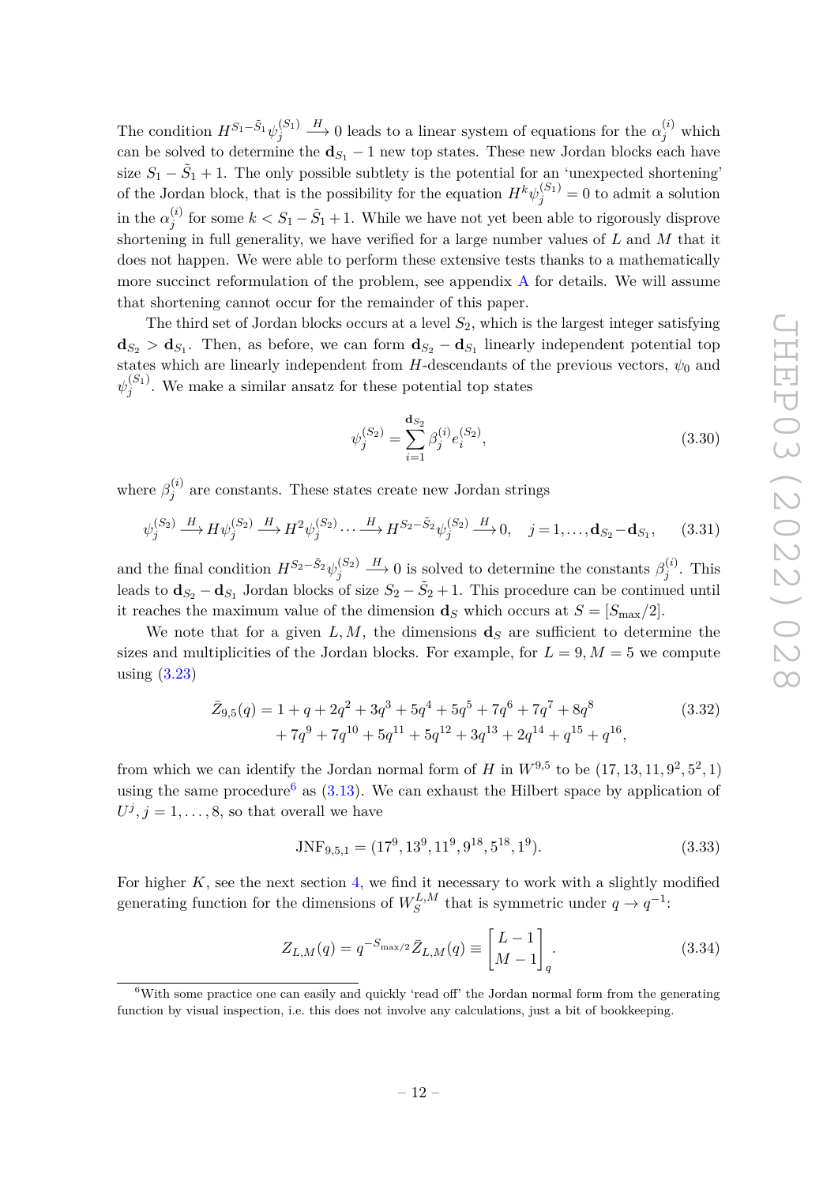The condition $H^{S_1-\tilde{S}_1}\psi_j^{(S_1)} \xrightarrow{H} 0$ leads to a linear system of equations for the $\alpha_j^{(i)}$ which can be solved to determine the $\mathbf{d}_{S_1} - 1$ new top states. These new Jordan blocks each have size $S_1 - \tilde{S}_1 + 1$. The only possible subtlety is the potential for an 'unexpected shortening' of the Jordan block, that is the possibility for the equation $H^k \psi_j^{(S_1)} = 0$ to admit a solution in the $\alpha_j^{(i)}$ for some $k < S_1 - \tilde{S}_1 + 1$. While we have not yet been able to rigorously disprove shortening in full generality, we have verified for a large number values of $L$ and $M$ that it does not happen. We were able to perform these extensive tests thanks to a mathematically more succinct reformulation of the problem, see appendix A for details. We will assume that shortening cannot occur for the remainder of this paper.

The third set of Jordan blocks occurs at a level $S_2$, which is the largest integer satisfying $\mathbf{d}_{S_2} > \mathbf{d}_{S_1}$. Then, as before, we can form $\mathbf{d}_{S_2} - \mathbf{d}_{S_1}$ linearly independent potential top states which are linearly independent from $H$-descendants of the previous vectors, $\psi_0$ and $\psi_j^{(S_1)}$. We make a similar ansatz for these potential top states

$$
\psi_j^{(S_2)} = \sum_{i=1}^{\mathbf{d}_{S_2}} \beta_j^{(i)} e_i^{(S_2)}, \tag{3.30}
$$

where $\beta_j^{(i)}$ are constants. These states create new Jordan strings

$$
\psi_j^{(S_2)} \xrightarrow{H} H\psi_j^{(S_2)} \xrightarrow{H} H^2\psi_j^{(S_2)} \cdots \xrightarrow{H} H^{S_2-\tilde{S}_2}\psi_j^{(S_2)} \xrightarrow{H} 0, \quad j=1,\ldots,\mathbf{d}_{S_2}-\mathbf{d}_{S_1}, \tag{3.31}
$$

and the final condition $H^{S_2-\tilde{S}_2}\psi_j^{(S_2)} \xrightarrow{H} 0$ is solved to determine the constants $\beta_j^{(i)}$. This leads to $\mathbf{d}_{S_2} - \mathbf{d}_{S_1}$ Jordan blocks of size $S_2 - \tilde{S}_2 + 1$. This procedure can be continued until it reaches the maximum value of the dimension $\mathbf{d}_S$ which occurs at $S = [S_{\max}/2]$.

We note that for a given $L, M$, the dimensions $\mathbf{d}_S$ are sufficient to determine the sizes and multiplicities of the Jordan blocks. For example, for $L = 9, M = 5$ we compute using (3.23)

$$
\begin{aligned}
\bar{Z}_{9,5}(q) = 1 &+ q + 2q^2 + 3q^3 + 5q^4 + 5q^5 + 7q^6 + 7q^7 + 8q^8 \\
&+ 7q^9 + 7q^{10} + 5q^{11} + 5q^{12} + 3q^{13} + 2q^{14} + q^{15} + q^{16},
\end{aligned} \tag{3.32}
$$

from which we can identify the Jordan normal form of $H$ in $W^{9,5}$ to be $(17, 13, 11, 9^2, 5^2, 1)$ using the same procedure[6] as (3.13). We can exhaust the Hilbert space by application of $U^j, j = 1, \ldots, 8$, so that overall we have

$$
\text{JNF}_{9,5,1} = (17^9, 13^9, 11^9, 9^{18}, 5^{18}, 1^9). \tag{3.33}
$$

For higher $K$, see the next section 4, we find it necessary to work with a slightly modified generating function for the dimensions of $W_S^{L,M}$ that is symmetric under $q \to q^{-1}$:

$$
Z_{L,M}(q) = q^{-S_{\max/2}} \bar{Z}_{L,M}(q) \equiv \begin{bmatrix} L-1 \\ M-1 \end{bmatrix}_q. \tag{3.34}
$$

[6]With some practice one can easily and quickly 'read off' the Jordan normal form from the generating function by visual inspection, i.e. this does not involve any calculations, just a bit of bookkeeping.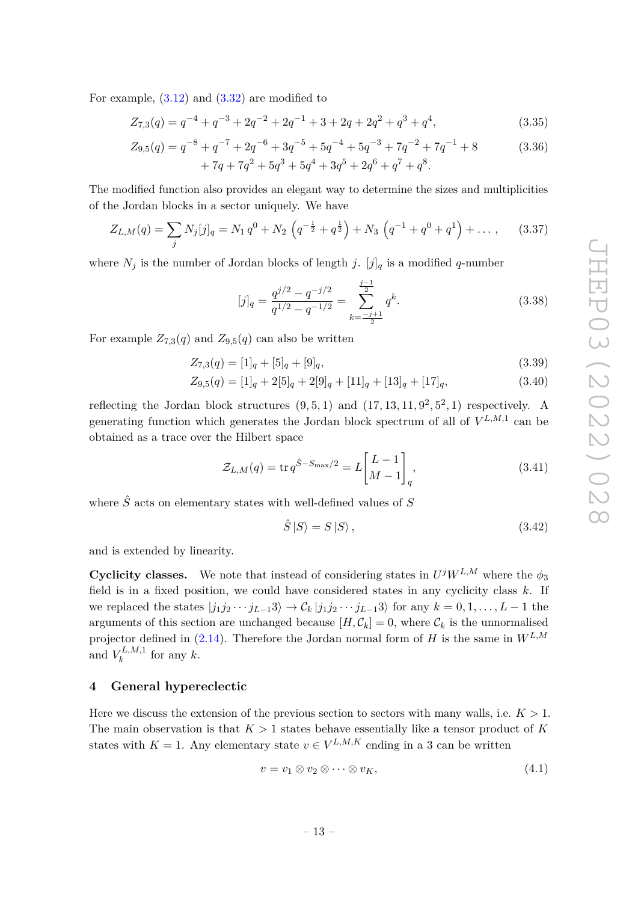For example, (3.12) and (3.32) are modified to

$$Z_{7,3}(q) = q^{-4} + q^{-3} + 2q^{-2} + 2q^{-1} + 3 + 2q + 2q^2 + q^3 + q^4, \tag{3.35}$$

$$\begin{aligned} Z_{9,5}(q) = q^{-8} + q^{-7} + 2q^{-6} + 3q^{-5} + 5q^{-4} + 5q^{-3} + 7q^{-2} + 7q^{-1} + 8 \\ + 7q + 7q^2 + 5q^3 + 5q^4 + 3q^5 + 2q^6 + q^7 + q^8. \end{aligned} \tag{3.36}$$

The modified function also provides an elegant way to determine the sizes and multiplicities of the Jordan blocks in a sector uniquely. We have

$$Z_{L,M}(q) = \sum_j N_j [j]_q = N_1\, q^0 + N_2 \left(q^{-\frac{1}{2}} + q^{\frac{1}{2}}\right) + N_3 \left(q^{-1} + q^0 + q^1\right) + \dots, \tag{3.37}$$

where $N_j$ is the number of Jordan blocks of length $j$. $[j]_q$ is a modified $q$-number

$$[j]_q = \frac{q^{j/2} - q^{-j/2}}{q^{1/2} - q^{-1/2}} = \sum_{k=\frac{-j+1}{2}}^{\frac{j-1}{2}} q^k. \tag{3.38}$$

For example $Z_{7,3}(q)$ and $Z_{9,5}(q)$ can also be written

$$Z_{7,3}(q) = [1]_q + [5]_q + [9]_q, \tag{3.39}$$

$$Z_{9,5}(q) = [1]_q + 2[5]_q + 2[9]_q + [11]_q + [13]_q + [17]_q, \tag{3.40}$$

reflecting the Jordan block structures $(9, 5, 1)$ and $(17, 13, 11, 9^2, 5^2, 1)$ respectively. A generating function which generates the Jordan block spectrum of all of $V^{L,M,1}$ can be obtained as a trace over the Hilbert space

$$\mathcal{Z}_{L,M}(q) = \operatorname{tr} q^{\hat{S} - S_{\max}/2} = L \begin{bmatrix} L-1 \\ M-1 \end{bmatrix}_q, \tag{3.41}$$

where $\hat{S}$ acts on elementary states with well-defined values of $S$

$$\hat{S}\,|S\rangle = S\,|S\rangle\,, \tag{3.42}$$

and is extended by linearity.

**Cyclicity classes.** We note that instead of considering states in $U^j W^{L,M}$ where the $\phi_3$ field is in a fixed position, we could have considered states in any cyclicity class $k$. If we replaced the states $|j_1 j_2 \cdots j_{L-1} 3\rangle \to \mathcal{C}_k\,|j_1 j_2 \cdots j_{L-1} 3\rangle$ for any $k = 0, 1, \dots, L-1$ the arguments of this section are unchanged because $[H, \mathcal{C}_k] = 0$, where $\mathcal{C}_k$ is the unnormalised projector defined in (2.14). Therefore the Jordan normal form of $H$ is the same in $W^{L,M}$ and $V_k^{L,M,1}$ for any $k$.

## 4 General hypereclectic

Here we discuss the extension of the previous section to sectors with many walls, i.e. $K > 1$. The main observation is that $K > 1$ states behave essentially like a tensor product of $K$ states with $K = 1$. Any elementary state $v \in V^{L,M,K}$ ending in a 3 can be written

$$v = v_1 \otimes v_2 \otimes \cdots \otimes v_K, \tag{4.1}$$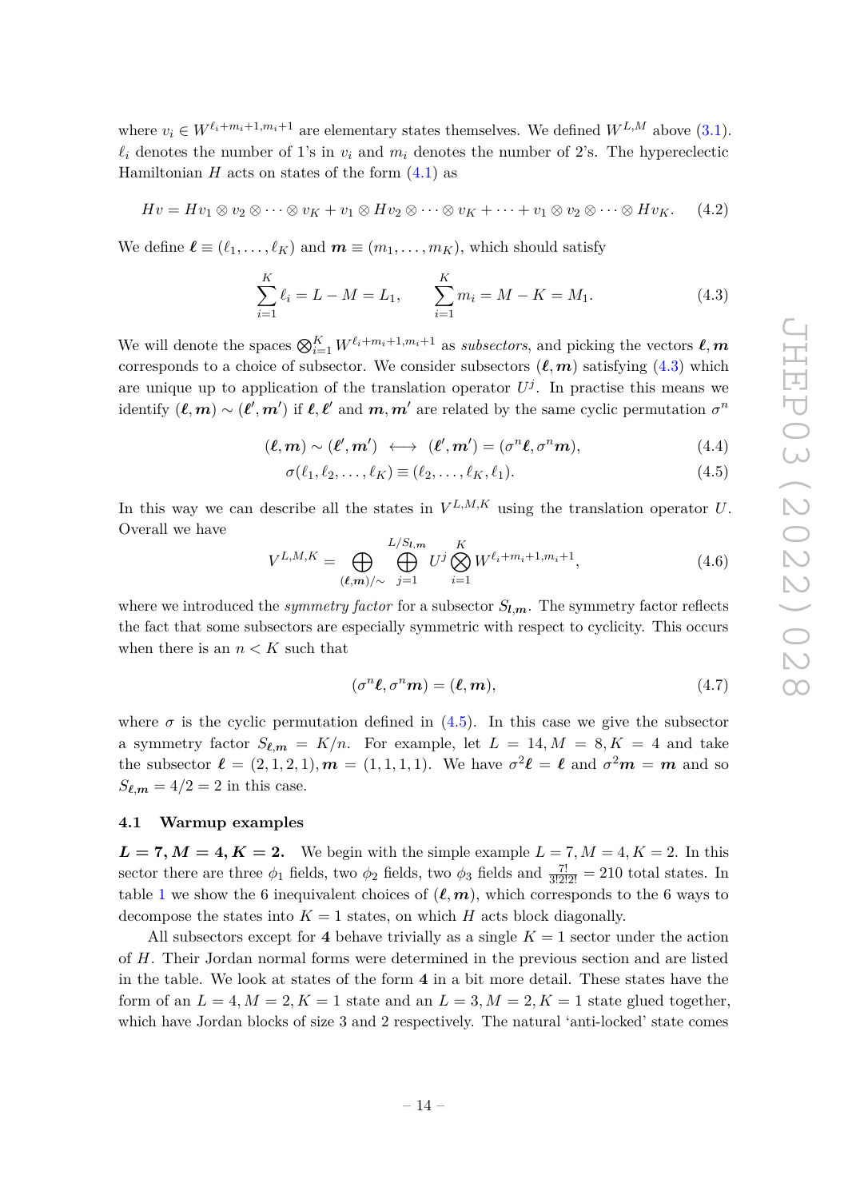where $v_i \in W^{\ell_i+m_i+1,m_i+1}$ are elementary states themselves. We defined $W^{L,M}$ above (3.1). $\ell_i$ denotes the number of 1's in $v_i$ and $m_i$ denotes the number of 2's. The hypereclectic Hamiltonian $H$ acts on states of the form (4.1) as

$$Hv = Hv_1 \otimes v_2 \otimes \cdots \otimes v_K + v_1 \otimes Hv_2 \otimes \cdots \otimes v_K + \cdots + v_1 \otimes v_2 \otimes \cdots \otimes Hv_K. \tag{4.2}$$

We define $\boldsymbol{\ell} \equiv (\ell_1, \ldots, \ell_K)$ and $\boldsymbol{m} \equiv (m_1, \ldots, m_K)$, which should satisfy

$$\sum_{i=1}^{K} \ell_i = L - M = L_1, \qquad \sum_{i=1}^{K} m_i = M - K = M_1. \tag{4.3}$$

We will denote the spaces $\bigotimes_{i=1}^{K} W^{\ell_i+m_i+1,m_i+1}$ as *subsectors*, and picking the vectors $\boldsymbol{\ell}, \boldsymbol{m}$ corresponds to a choice of subsector. We consider subsectors $(\boldsymbol{\ell}, \boldsymbol{m})$ satisfying (4.3) which are unique up to application of the translation operator $U^j$. In practise this means we identify $(\boldsymbol{\ell}, \boldsymbol{m}) \sim (\boldsymbol{\ell}', \boldsymbol{m}')$ if $\boldsymbol{\ell}, \boldsymbol{\ell}'$ and $\boldsymbol{m}, \boldsymbol{m}'$ are related by the same cyclic permutation $\sigma^n$

$$(\boldsymbol{\ell}, \boldsymbol{m}) \sim (\boldsymbol{\ell}', \boldsymbol{m}') \;\longleftrightarrow\; (\boldsymbol{\ell}', \boldsymbol{m}') = (\sigma^n \boldsymbol{\ell}, \sigma^n \boldsymbol{m}), \tag{4.4}$$

$$\sigma(\ell_1, \ell_2, \ldots, \ell_K) \equiv (\ell_2, \ldots, \ell_K, \ell_1). \tag{4.5}$$

In this way we can describe all the states in $V^{L,M,K}$ using the translation operator $U$. Overall we have

$$V^{L,M,K} = \bigoplus_{(\boldsymbol{\ell},\boldsymbol{m})/\sim} \bigoplus_{j=1}^{L/S_{\boldsymbol{l},\boldsymbol{m}}} U^j \bigotimes_{i=1}^{K} W^{\ell_i+m_i+1,m_i+1}, \tag{4.6}$$

where we introduced the *symmetry factor* for a subsector $S_{\boldsymbol{l},\boldsymbol{m}}$. The symmetry factor reflects the fact that some subsectors are especially symmetric with respect to cyclicity. This occurs when there is an $n < K$ such that

$$(\sigma^n \boldsymbol{\ell}, \sigma^n \boldsymbol{m}) = (\boldsymbol{\ell}, \boldsymbol{m}), \tag{4.7}$$

where $\sigma$ is the cyclic permutation defined in (4.5). In this case we give the subsector a symmetry factor $S_{\boldsymbol{\ell},\boldsymbol{m}} = K/n$. For example, let $L = 14, M = 8, K = 4$ and take the subsector $\boldsymbol{\ell} = (2,1,2,1), \boldsymbol{m} = (1,1,1,1)$. We have $\sigma^2 \boldsymbol{\ell} = \boldsymbol{\ell}$ and $\sigma^2 \boldsymbol{m} = \boldsymbol{m}$ and so $S_{\boldsymbol{\ell},\boldsymbol{m}} = 4/2 = 2$ in this case.

### 4.1 Warmup examples

**$L = 7, M = 4, K = 2.$** We begin with the simple example $L = 7, M = 4, K = 2$. In this sector there are three $\phi_1$ fields, two $\phi_2$ fields, two $\phi_3$ fields and $\frac{7!}{3!2!2!} = 210$ total states. In table 1 we show the 6 inequivalent choices of $(\boldsymbol{\ell}, \boldsymbol{m})$, which corresponds to the 6 ways to decompose the states into $K = 1$ states, on which $H$ acts block diagonally.

All subsectors except for **4** behave trivially as a single $K = 1$ sector under the action of $H$. Their Jordan normal forms were determined in the previous section and are listed in the table. We look at states of the form **4** in a bit more detail. These states have the form of an $L = 4, M = 2, K = 1$ state and an $L = 3, M = 2, K = 1$ state glued together, which have Jordan blocks of size 3 and 2 respectively. The natural 'anti-locked' state comes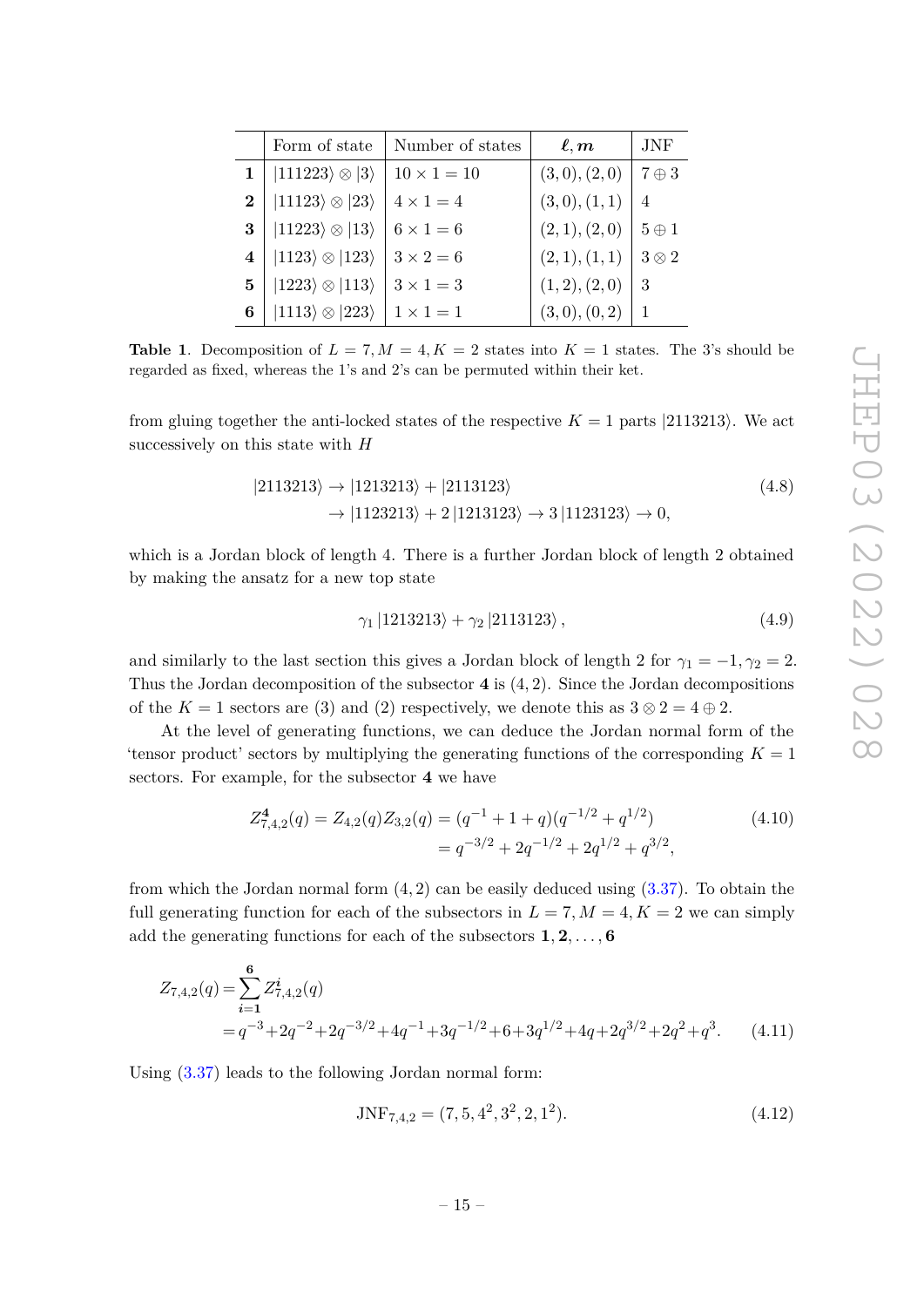|  | Form of state | Number of states | $\boldsymbol{\ell}, \boldsymbol{m}$ | JNF |
|---|---|---|---|---|
| **1** | $\|111223\rangle \otimes \|3\rangle$ | $10 \times 1 = 10$ | $(3,0),(2,0)$ | $7 \oplus 3$ |
| **2** | $\|11123\rangle \otimes \|23\rangle$ | $4 \times 1 = 4$ | $(3,0),(1,1)$ | $4$ |
| **3** | $\|11223\rangle \otimes \|13\rangle$ | $6 \times 1 = 6$ | $(2,1),(2,0)$ | $5 \oplus 1$ |
| **4** | $\|1123\rangle \otimes \|123\rangle$ | $3 \times 2 = 6$ | $(2,1),(1,1)$ | $3 \otimes 2$ |
| **5** | $\|1223\rangle \otimes \|113\rangle$ | $3 \times 1 = 3$ | $(1,2),(2,0)$ | $3$ |
| **6** | $\|1113\rangle \otimes \|223\rangle$ | $1 \times 1 = 1$ | $(3,0),(0,2)$ | $1$ |

**Table 1**. Decomposition of $L = 7, M = 4, K = 2$ states into $K = 1$ states. The 3's should be regarded as fixed, whereas the 1's and 2's can be permuted within their ket.

from gluing together the anti-locked states of the respective $K = 1$ parts $|2113213\rangle$. We act successively on this state with $H$

$$
\begin{aligned}
|2113213\rangle &\to |1213213\rangle + |2113123\rangle \\
&\to |1123213\rangle + 2\,|1213123\rangle \to 3\,|1123123\rangle \to 0,
\end{aligned}
\tag{4.8}
$$

which is a Jordan block of length 4. There is a further Jordan block of length 2 obtained by making the ansatz for a new top state

$$
\gamma_1\,|1213213\rangle + \gamma_2\,|2113123\rangle\,,
\tag{4.9}
$$

and similarly to the last section this gives a Jordan block of length 2 for $\gamma_1 = -1, \gamma_2 = 2$. Thus the Jordan decomposition of the subsector **4** is $(4, 2)$. Since the Jordan decompositions of the $K = 1$ sectors are $(3)$ and $(2)$ respectively, we denote this as $3 \otimes 2 = 4 \oplus 2$.

At the level of generating functions, we can deduce the Jordan normal form of the 'tensor product' sectors by multiplying the generating functions of the corresponding $K = 1$ sectors. For example, for the subsector **4** we have

$$
\begin{aligned}
Z^{\mathbf{4}}_{7,4,2}(q) = Z_{4,2}(q) Z_{3,2}(q) &= (q^{-1} + 1 + q)(q^{-1/2} + q^{1/2}) \\
&= q^{-3/2} + 2q^{-1/2} + 2q^{1/2} + q^{3/2},
\end{aligned}
\tag{4.10}
$$

from which the Jordan normal form $(4, 2)$ can be easily deduced using (3.37). To obtain the full generating function for each of the subsectors in $L = 7, M = 4, K = 2$ we can simply add the generating functions for each of the subsectors $\mathbf{1}, \mathbf{2}, \ldots, \mathbf{6}$

$$
\begin{aligned}
Z_{7,4,2}(q) &= \sum_{\boldsymbol{i}=\mathbf{1}}^{\mathbf{6}} Z^{\boldsymbol{i}}_{7,4,2}(q) \\
&= q^{-3} + 2q^{-2} + 2q^{-3/2} + 4q^{-1} + 3q^{-1/2} + 6 + 3q^{1/2} + 4q + 2q^{3/2} + 2q^2 + q^3.
\end{aligned}
\tag{4.11}
$$

Using (3.37) leads to the following Jordan normal form:

$$
\mathrm{JNF}_{7,4,2} = (7, 5, 4^2, 3^2, 2, 1^2).
\tag{4.12}
$$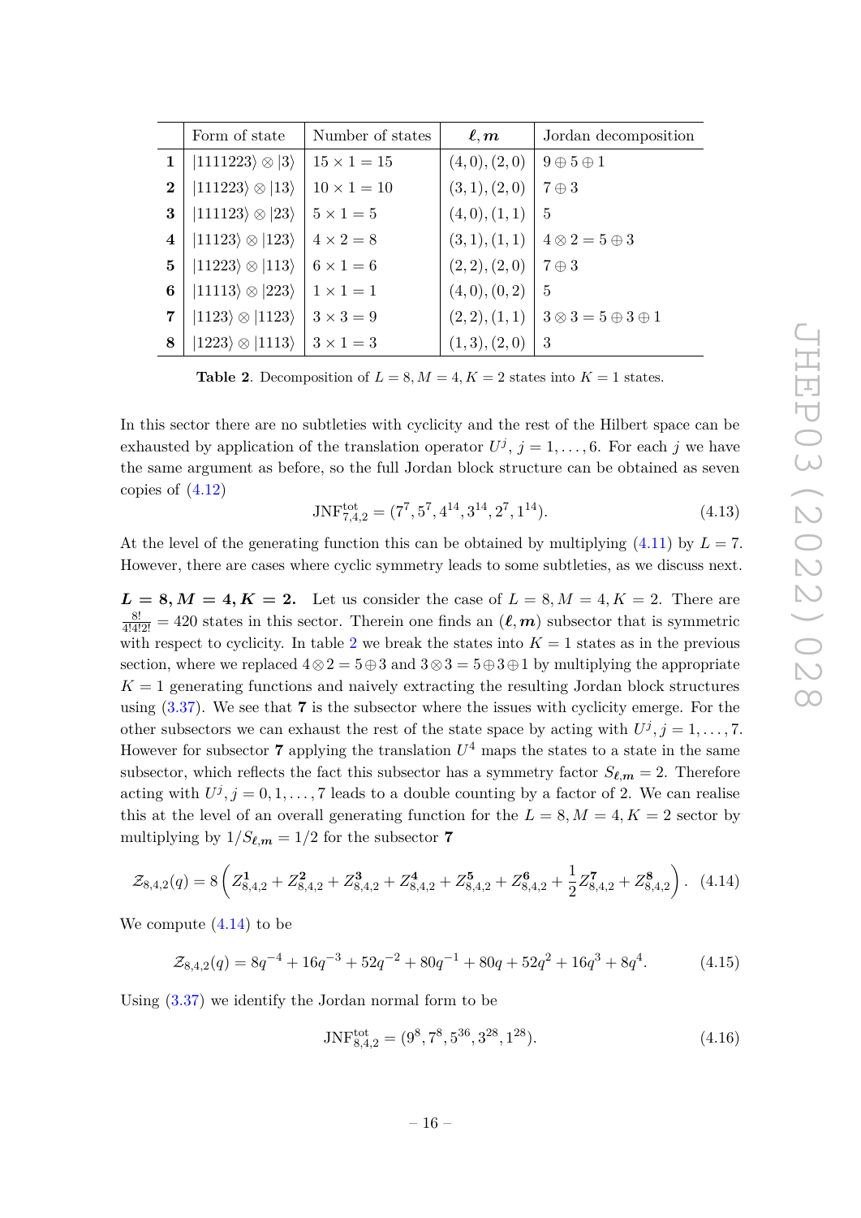|  | Form of state | Number of states | $\boldsymbol{\ell}, \boldsymbol{m}$ | Jordan decomposition |
|---|---|---|---|---|
| **1** | $\vert 1111223\rangle \otimes \vert 3\rangle$ | $15 \times 1 = 15$ | $(4,0),(2,0)$ | $9 \oplus 5 \oplus 1$ |
| **2** | $\vert 111223\rangle \otimes \vert 13\rangle$ | $10 \times 1 = 10$ | $(3,1),(2,0)$ | $7 \oplus 3$ |
| **3** | $\vert 111123\rangle \otimes \vert 23\rangle$ | $5 \times 1 = 5$ | $(4,0),(1,1)$ | $5$ |
| **4** | $\vert 11123\rangle \otimes \vert 123\rangle$ | $4 \times 2 = 8$ | $(3,1),(1,1)$ | $4 \otimes 2 = 5 \oplus 3$ |
| **5** | $\vert 11223\rangle \otimes \vert 113\rangle$ | $6 \times 1 = 6$ | $(2,2),(2,0)$ | $7 \oplus 3$ |
| **6** | $\vert 11113\rangle \otimes \vert 223\rangle$ | $1 \times 1 = 1$ | $(4,0),(0,2)$ | $5$ |
| **7** | $\vert 1123\rangle \otimes \vert 1123\rangle$ | $3 \times 3 = 9$ | $(2,2),(1,1)$ | $3 \otimes 3 = 5 \oplus 3 \oplus 1$ |
| **8** | $\vert 1223\rangle \otimes \vert 1113\rangle$ | $3 \times 1 = 3$ | $(1,3),(2,0)$ | $3$ |

**Table 2**. Decomposition of $L = 8, M = 4, K = 2$ states into $K = 1$ states.

In this sector there are no subtleties with cyclicity and the rest of the Hilbert space can be exhausted by application of the translation operator $U^j$, $j = 1, \ldots, 6$. For each $j$ we have the same argument as before, so the full Jordan block structure can be obtained as seven copies of (4.12)

$$\mathrm{JNF}^{\mathrm{tot}}_{7,4,2} = (7^7, 5^7, 4^{14}, 3^{14}, 2^7, 1^{14}). \tag{4.13}$$

At the level of the generating function this can be obtained by multiplying (4.11) by $L = 7$. However, there are cases where cyclic symmetry leads to some subtleties, as we discuss next.

**$\boldsymbol{L = 8, M = 4, K = 2.}$** Let us consider the case of $L = 8, M = 4, K = 2$. There are $\frac{8!}{4!4!2!} = 420$ states in this sector. Therein one finds an $(\boldsymbol{\ell}, \boldsymbol{m})$ subsector that is symmetric with respect to cyclicity. In table 2 we break the states into $K = 1$ states as in the previous section, where we replaced $4 \otimes 2 = 5 \oplus 3$ and $3 \otimes 3 = 5 \oplus 3 \oplus 1$ by multiplying the appropriate $K = 1$ generating functions and naively extracting the resulting Jordan block structures using (3.37). We see that **7** is the subsector where the issues with cyclicity emerge. For the other subsectors we can exhaust the rest of the state space by acting with $U^j, j = 1, \ldots, 7$. However for subsector **7** applying the translation $U^4$ maps the states to a state in the same subsector, which reflects the fact this subsector has a symmetry factor $S_{\boldsymbol{\ell},\boldsymbol{m}} = 2$. Therefore acting with $U^j, j = 0, 1, \ldots, 7$ leads to a double counting by a factor of 2. We can realise this at the level of an overall generating function for the $L = 8, M = 4, K = 2$ sector by multiplying by $1/S_{\boldsymbol{\ell},\boldsymbol{m}} = 1/2$ for the subsector **7**

$$\mathcal{Z}_{8,4,2}(q) = 8\left(Z^{\mathbf{1}}_{8,4,2} + Z^{\mathbf{2}}_{8,4,2} + Z^{\mathbf{3}}_{8,4,2} + Z^{\mathbf{4}}_{8,4,2} + Z^{\mathbf{5}}_{8,4,2} + Z^{\mathbf{6}}_{8,4,2} + \frac{1}{2}Z^{\mathbf{7}}_{8,4,2} + Z^{\mathbf{8}}_{8,4,2}\right). \tag{4.14}$$

We compute (4.14) to be

$$\mathcal{Z}_{8,4,2}(q) = 8q^{-4} + 16q^{-3} + 52q^{-2} + 80q^{-1} + 80q + 52q^2 + 16q^3 + 8q^4. \tag{4.15}$$

Using (3.37) we identify the Jordan normal form to be

$$\mathrm{JNF}^{\mathrm{tot}}_{8,4,2} = (9^8, 7^8, 5^{36}, 3^{28}, 1^{28}). \tag{4.16}$$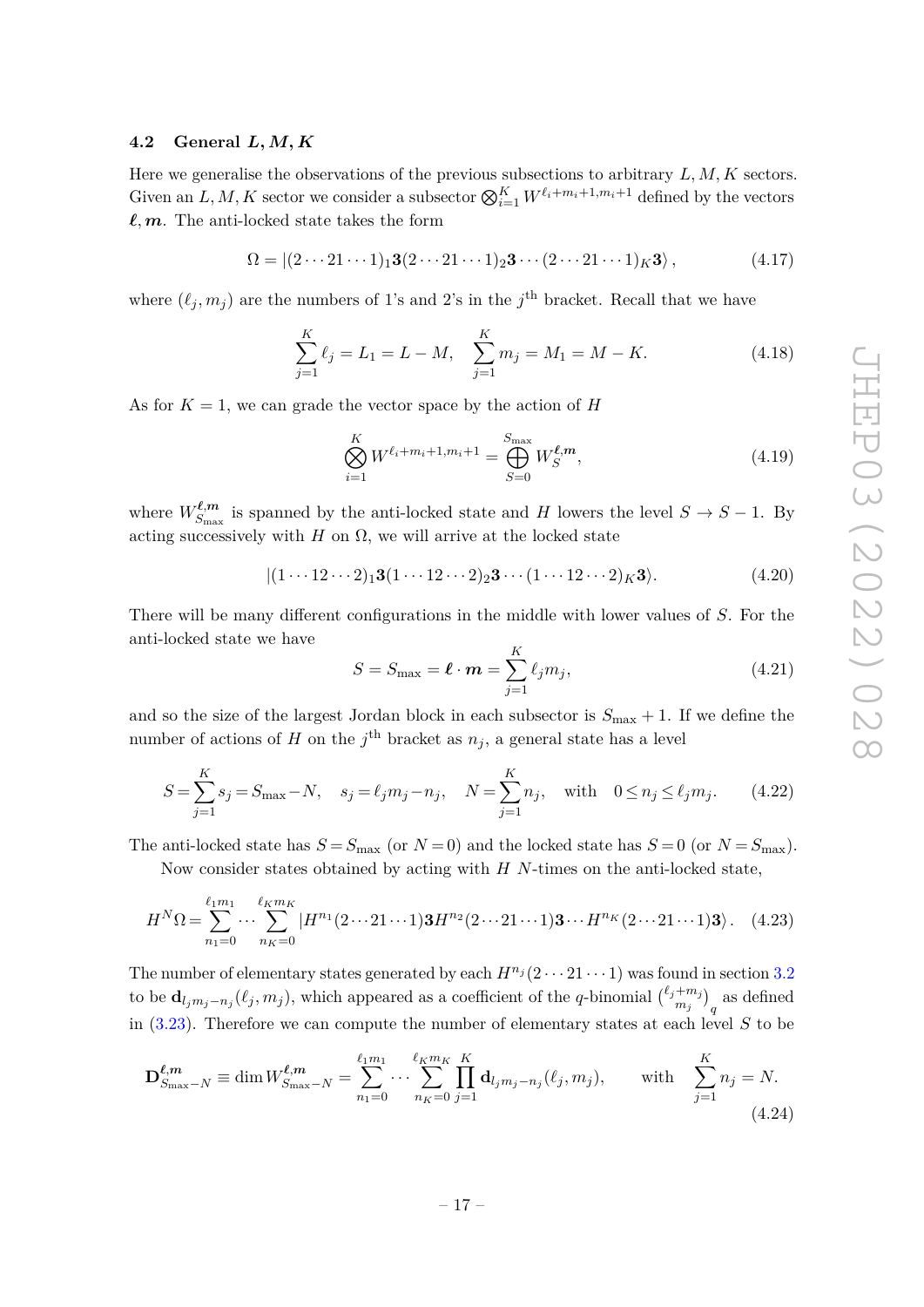### 4.2 General $L, M, K$

Here we generalise the observations of the previous subsections to arbitrary $L, M, K$ sectors. Given an $L, M, K$ sector we consider a subsector $\bigotimes_{i=1}^{K} W^{\ell_i+m_i+1, m_i+1}$ defined by the vectors $\boldsymbol{\ell}, \boldsymbol{m}$. The anti-locked state takes the form

$$\Omega = |(2\cdots 21\cdots 1)_1 \mathbf{3}(2\cdots 21\cdots 1)_2 \mathbf{3}\cdots(2\cdots 21\cdots 1)_K \mathbf{3}\rangle\,, \tag{4.17}$$

where $(\ell_j, m_j)$ are the numbers of 1's and 2's in the $j^{\text{th}}$ bracket. Recall that we have

$$\sum_{j=1}^{K} \ell_j = L_1 = L - M, \quad \sum_{j=1}^{K} m_j = M_1 = M - K. \tag{4.18}$$

As for $K = 1$, we can grade the vector space by the action of $H$

$$\bigotimes_{i=1}^{K} W^{\ell_i+m_i+1, m_i+1} = \bigoplus_{S=0}^{S_{\max}} W_S^{\boldsymbol{\ell},\boldsymbol{m}}, \tag{4.19}$$

where $W_{S_{\max}}^{\boldsymbol{\ell},\boldsymbol{m}}$ is spanned by the anti-locked state and $H$ lowers the level $S \to S-1$. By acting successively with $H$ on $\Omega$, we will arrive at the locked state

$$|(1\cdots 12\cdots 2)_1 \mathbf{3}(1\cdots 12\cdots 2)_2 \mathbf{3}\cdots(1\cdots 12\cdots 2)_K \mathbf{3}\rangle. \tag{4.20}$$

There will be many different configurations in the middle with lower values of $S$. For the anti-locked state we have

$$S = S_{\max} = \boldsymbol{\ell}\cdot\boldsymbol{m} = \sum_{j=1}^{K} \ell_j m_j, \tag{4.21}$$

and so the size of the largest Jordan block in each subsector is $S_{\max}+1$. If we define the number of actions of $H$ on the $j^{\text{th}}$ bracket as $n_j$, a general state has a level

$$S = \sum_{j=1}^{K} s_j = S_{\max} - N, \quad s_j = \ell_j m_j - n_j, \quad N = \sum_{j=1}^{K} n_j, \quad \text{with} \quad 0 \le n_j \le \ell_j m_j. \tag{4.22}$$

The anti-locked state has $S = S_{\max}$ (or $N = 0$) and the locked state has $S = 0$ (or $N = S_{\max}$).

Now consider states obtained by acting with $H$ $N$-times on the anti-locked state,

$$H^N\Omega = \sum_{n_1=0}^{\ell_1 m_1}\cdots\sum_{n_K=0}^{\ell_K m_K} |H^{n_1}(2\cdots 21\cdots 1)\mathbf{3}H^{n_2}(2\cdots 21\cdots 1)\mathbf{3}\cdots H^{n_K}(2\cdots 21\cdots 1)\mathbf{3}\rangle\,. \tag{4.23}$$

The number of elementary states generated by each $H^{n_j}(2\cdots 21\cdots 1)$ was found in section 3.2 to be $\mathbf{d}_{l_j m_j - n_j}(\ell_j, m_j)$, which appeared as a coefficient of the $q$-binomial $\binom{\ell_j+m_j}{m_j}_q$ as defined in (3.23). Therefore we can compute the number of elementary states at each level $S$ to be

$$\mathbf{D}_{S_{\max}-N}^{\boldsymbol{\ell},\boldsymbol{m}} \equiv \dim W_{S_{\max}-N}^{\boldsymbol{\ell},\boldsymbol{m}} = \sum_{n_1=0}^{\ell_1 m_1}\cdots\sum_{n_K=0}^{\ell_K m_K}\prod_{j=1}^{K}\mathbf{d}_{l_j m_j - n_j}(\ell_j, m_j), \qquad \text{with} \quad \sum_{j=1}^{K} n_j = N. \tag{4.24}$$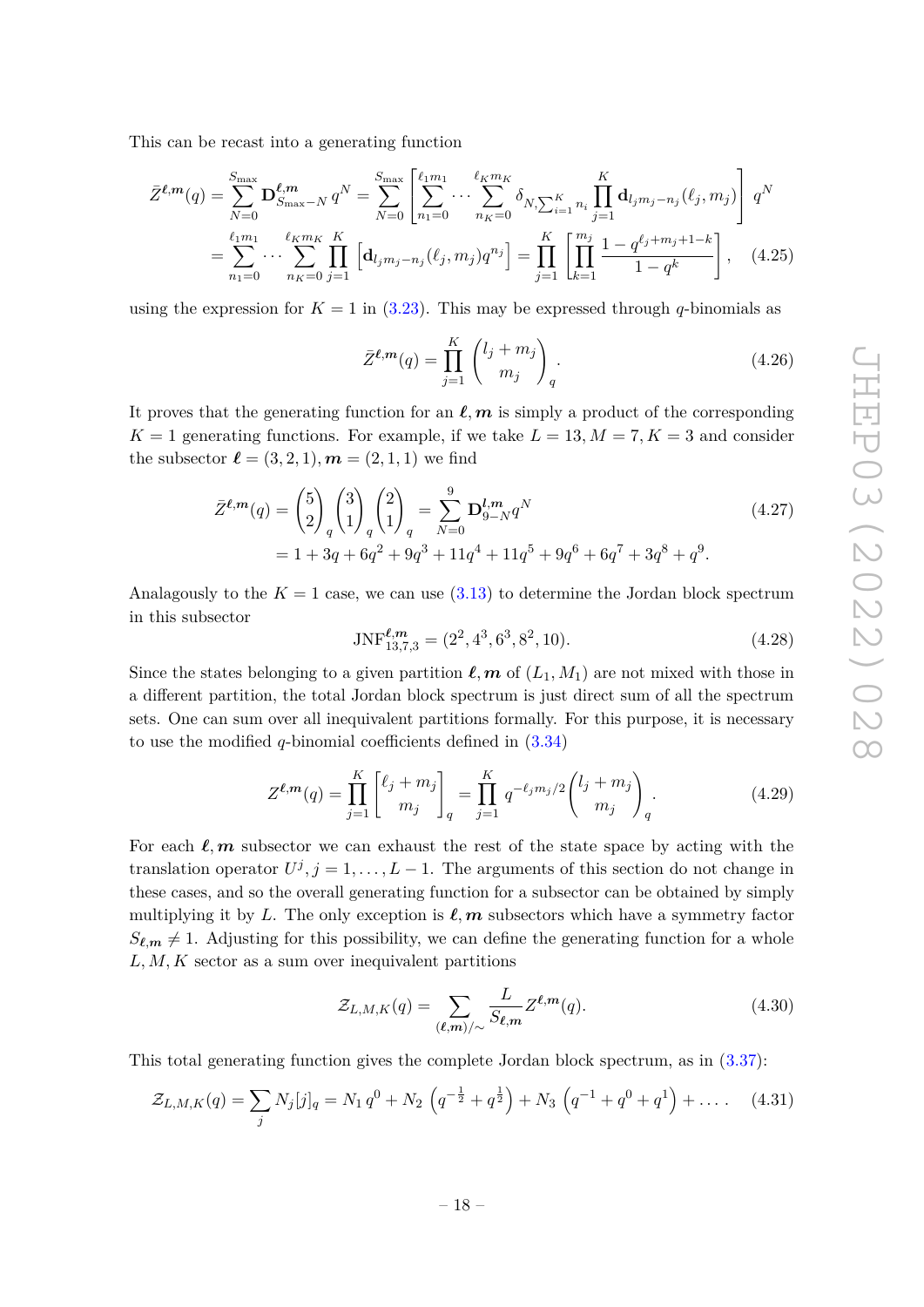This can be recast into a generating function

$$
\begin{aligned}
\bar{Z}^{\boldsymbol{\ell},\boldsymbol{m}}(q) &= \sum_{N=0}^{S_{\max}} \mathbf{D}^{\boldsymbol{\ell},\boldsymbol{m}}_{S_{\max}-N}\, q^N = \sum_{N=0}^{S_{\max}} \left[ \sum_{n_1=0}^{\ell_1 m_1} \cdots \sum_{n_K=0}^{\ell_K m_K} \delta_{N,\sum_{i=1}^K n_i} \prod_{j=1}^K \mathbf{d}_{l_j m_j - n_j}(\ell_j, m_j) \right] q^N \\
&= \sum_{n_1=0}^{\ell_1 m_1} \cdots \sum_{n_K=0}^{\ell_K m_K} \prod_{j=1}^K \left[ \mathbf{d}_{l_j m_j - n_j}(\ell_j, m_j) q^{n_j} \right] = \prod_{j=1}^K \left[ \prod_{k=1}^{m_j} \frac{1 - q^{\ell_j + m_j + 1 - k}}{1 - q^k} \right], \qquad (4.25)
\end{aligned}
$$

using the expression for $K = 1$ in (3.23). This may be expressed through $q$-binomials as

$$
\bar{Z}^{\boldsymbol{\ell},\boldsymbol{m}}(q) = \prod_{j=1}^K \binom{l_j + m_j}{m_j}_q . \qquad (4.26)
$$

It proves that the generating function for an $\boldsymbol{\ell}, \boldsymbol{m}$ is simply a product of the corresponding $K = 1$ generating functions. For example, if we take $L = 13, M = 7, K = 3$ and consider the subsector $\boldsymbol{\ell} = (3, 2, 1), \boldsymbol{m} = (2, 1, 1)$ we find

$$
\begin{aligned}
\bar{Z}^{\boldsymbol{\ell},\boldsymbol{m}}(q) &= \binom{5}{2}_q \binom{3}{1}_q \binom{2}{1}_q = \sum_{N=0}^{9} \mathbf{D}^{\boldsymbol{l},\boldsymbol{m}}_{9-N} q^N \qquad (4.27) \\
&= 1 + 3q + 6q^2 + 9q^3 + 11q^4 + 11q^5 + 9q^6 + 6q^7 + 3q^8 + q^9 .
\end{aligned}
$$

Analagously to the $K = 1$ case, we can use (3.13) to determine the Jordan block spectrum in this subsector

$$
\mathrm{JNF}^{\boldsymbol{\ell},\boldsymbol{m}}_{13,7,3} = (2^2, 4^3, 6^3, 8^2, 10). \qquad (4.28)
$$

Since the states belonging to a given partition $\boldsymbol{\ell}, \boldsymbol{m}$ of $(L_1, M_1)$ are not mixed with those in a different partition, the total Jordan block spectrum is just direct sum of all the spectrum sets. One can sum over all inequivalent partitions formally. For this purpose, it is necessary to use the modified $q$-binomial coefficients defined in (3.34)

$$
Z^{\boldsymbol{\ell},\boldsymbol{m}}(q) = \prod_{j=1}^K \begin{bmatrix} \ell_j + m_j \\ m_j \end{bmatrix}_q = \prod_{j=1}^K q^{-\ell_j m_j/2} \binom{l_j + m_j}{m_j}_q . \qquad (4.29)
$$

For each $\boldsymbol{\ell}, \boldsymbol{m}$ subsector we can exhaust the rest of the state space by acting with the translation operator $U^j, j = 1, \ldots, L-1$. The arguments of this section do not change in these cases, and so the overall generating function for a subsector can be obtained by simply multiplying it by $L$. The only exception is $\boldsymbol{\ell}, \boldsymbol{m}$ subsectors which have a symmetry factor $S_{\boldsymbol{\ell},\boldsymbol{m}} \neq 1$. Adjusting for this possibility, we can define the generating function for a whole $L, M, K$ sector as a sum over inequivalent partitions

$$
\mathcal{Z}_{L,M,K}(q) = \sum_{(\boldsymbol{\ell},\boldsymbol{m})/\sim} \frac{L}{S_{\boldsymbol{\ell},\boldsymbol{m}}} Z^{\boldsymbol{\ell},\boldsymbol{m}}(q). \qquad (4.30)
$$

This total generating function gives the complete Jordan block spectrum, as in (3.37):

$$
\mathcal{Z}_{L,M,K}(q) = \sum_j N_j [j]_q = N_1\, q^0 + N_2 \left( q^{-\frac{1}{2}} + q^{\frac{1}{2}} \right) + N_3 \left( q^{-1} + q^0 + q^1 \right) + \ldots . \qquad (4.31)
$$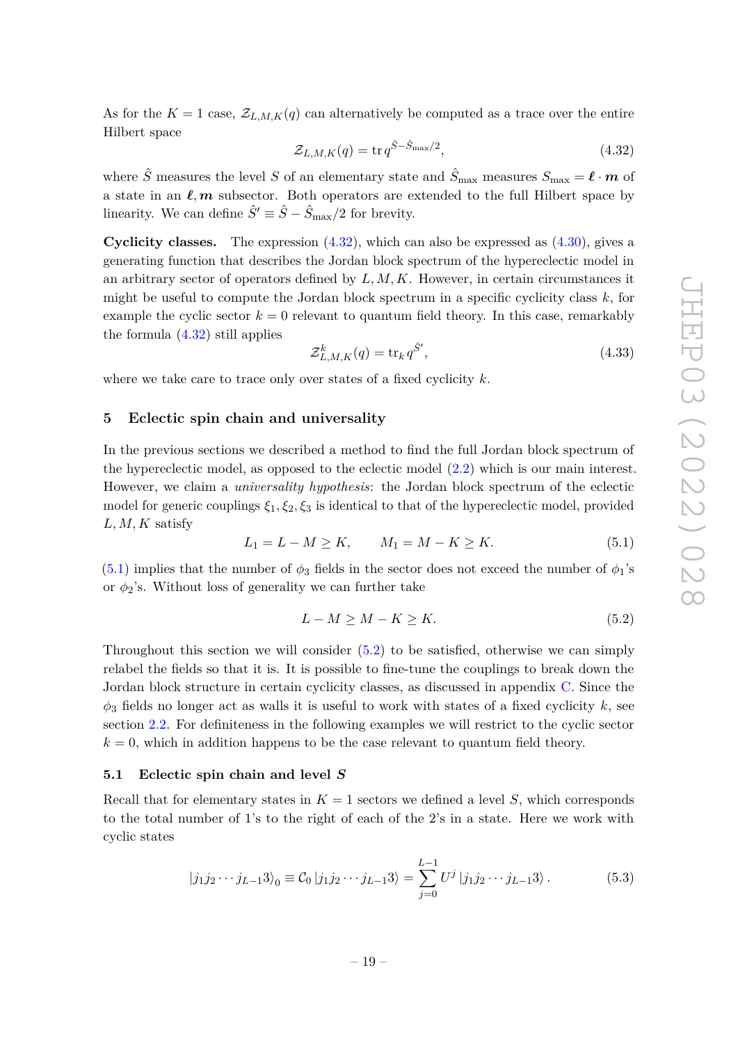As for the $K = 1$ case, $\mathcal{Z}_{L,M,K}(q)$ can alternatively be computed as a trace over the entire Hilbert space

$$\mathcal{Z}_{L,M,K}(q) = \operatorname{tr} q^{\hat{S} - \hat{S}_{\max}/2}, \tag{4.32}$$

where $\hat{S}$ measures the level $S$ of an elementary state and $\hat{S}_{\max}$ measures $S_{\max} = \boldsymbol{\ell} \cdot \boldsymbol{m}$ of a state in an $\boldsymbol{\ell}, \boldsymbol{m}$ subsector. Both operators are extended to the full Hilbert space by linearity. We can define $\hat{S}' \equiv \hat{S} - \hat{S}_{\max}/2$ for brevity.

**Cyclicity classes.** The expression (4.32), which can also be expressed as (4.30), gives a generating function that describes the Jordan block spectrum of the hypereclectic model in an arbitrary sector of operators defined by $L, M, K$. However, in certain circumstances it might be useful to compute the Jordan block spectrum in a specific cyclicity class $k$, for example the cyclic sector $k = 0$ relevant to quantum field theory. In this case, remarkably the formula (4.32) still applies

$$\mathcal{Z}^{k}_{L,M,K}(q) = \operatorname{tr}_k q^{\hat{S}'}, \tag{4.33}$$

where we take care to trace only over states of a fixed cyclicity $k$.

## 5 Eclectic spin chain and universality

In the previous sections we described a method to find the full Jordan block spectrum of the hypereclectic model, as opposed to the eclectic model (2.2) which is our main interest. However, we claim a *universality hypothesis*: the Jordan block spectrum of the eclectic model for generic couplings $\xi_1, \xi_2, \xi_3$ is identical to that of the hypereclectic model, provided $L, M, K$ satisfy

$$L_1 = L - M \geq K, \qquad M_1 = M - K \geq K. \tag{5.1}$$

(5.1) implies that the number of $\phi_3$ fields in the sector does not exceed the number of $\phi_1$'s or $\phi_2$'s. Without loss of generality we can further take

$$L - M \geq M - K \geq K. \tag{5.2}$$

Throughout this section we will consider (5.2) to be satisfied, otherwise we can simply relabel the fields so that it is. It is possible to fine-tune the couplings to break down the Jordan block structure in certain cyclicity classes, as discussed in appendix C. Since the $\phi_3$ fields no longer act as walls it is useful to work with states of a fixed cyclicity $k$, see section 2.2. For definiteness in the following examples we will restrict to the cyclic sector $k = 0$, which in addition happens to be the case relevant to quantum field theory.

### 5.1 Eclectic spin chain and level $S$

Recall that for elementary states in $K = 1$ sectors we defined a level $S$, which corresponds to the total number of 1's to the right of each of the 2's in a state. Here we work with cyclic states

$$|j_1 j_2 \cdots j_{L-1} 3\rangle_0 \equiv \mathcal{C}_0 \, |j_1 j_2 \cdots j_{L-1} 3\rangle = \sum_{j=0}^{L-1} U^j \, |j_1 j_2 \cdots j_{L-1} 3\rangle \, . \tag{5.3}$$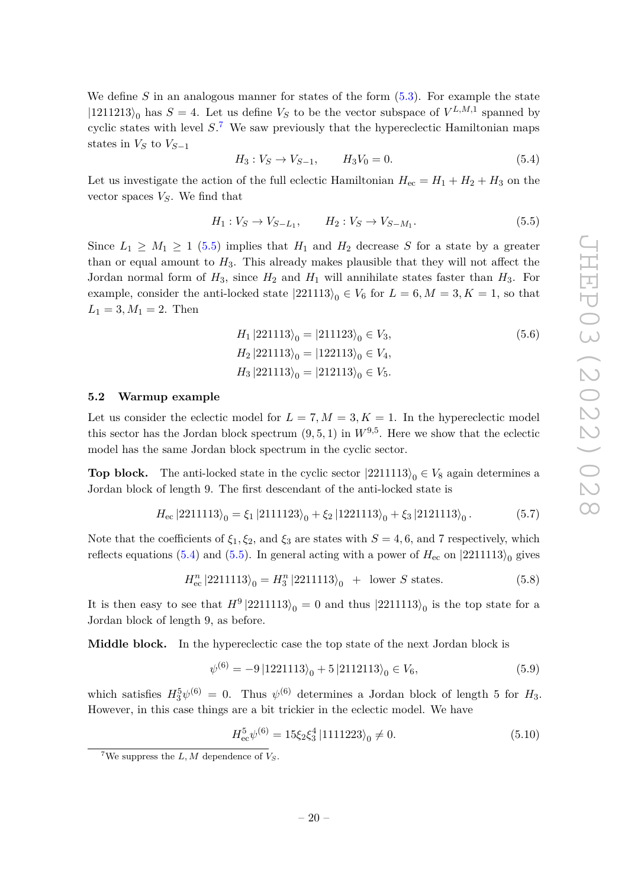We define $S$ in an analogous manner for states of the form (5.3). For example the state $|1211213\rangle_0$ has $S = 4$. Let us define $V_S$ to be the vector subspace of $V^{L,M,1}$ spanned by cyclic states with level $S$.[7] We saw previously that the hypereclectic Hamiltonian maps states in $V_S$ to $V_{S-1}$

$$H_3 : V_S \to V_{S-1}, \qquad H_3 V_0 = 0. \tag{5.4}$$

Let us investigate the action of the full eclectic Hamiltonian $H_{\text{ec}} = H_1 + H_2 + H_3$ on the vector spaces $V_S$. We find that

$$H_1 : V_S \to V_{S-L_1}, \qquad H_2 : V_S \to V_{S-M_1}. \tag{5.5}$$

Since $L_1 \geq M_1 \geq 1$ (5.5) implies that $H_1$ and $H_2$ decrease $S$ for a state by a greater than or equal amount to $H_3$. This already makes plausible that they will not affect the Jordan normal form of $H_3$, since $H_2$ and $H_1$ will annihilate states faster than $H_3$. For example, consider the anti-locked state $|221113\rangle_0 \in V_6$ for $L = 6, M = 3, K = 1$, so that $L_1 = 3, M_1 = 2$. Then

$$\begin{aligned}
H_1 |221113\rangle_0 &= |211123\rangle_0 \in V_3, \\
H_2 |221113\rangle_0 &= |122113\rangle_0 \in V_4, \\
H_3 |221113\rangle_0 &= |212113\rangle_0 \in V_5.
\end{aligned} \tag{5.6}$$

### 5.2 Warmup example

Let us consider the eclectic model for $L = 7, M = 3, K = 1$. In the hypereclectic model this sector has the Jordan block spectrum $(9, 5, 1)$ in $W^{9,5}$. Here we show that the eclectic model has the same Jordan block spectrum in the cyclic sector.

**Top block.** The anti-locked state in the cyclic sector $|2211113\rangle_0 \in V_8$ again determines a Jordan block of length 9. The first descendant of the anti-locked state is

$$H_{\text{ec}} |2211113\rangle_0 = \xi_1 |2111123\rangle_0 + \xi_2 |1221113\rangle_0 + \xi_3 |2121113\rangle_0 . \tag{5.7}$$

Note that the coefficients of $\xi_1, \xi_2$, and $\xi_3$ are states with $S = 4, 6$, and 7 respectively, which reflects equations (5.4) and (5.5). In general acting with a power of $H_{\text{ec}}$ on $|2211113\rangle_0$ gives

$$H_{\text{ec}}^n |2211113\rangle_0 = H_3^n |2211113\rangle_0 \ + \ \text{lower } S \text{ states}. \tag{5.8}$$

It is then easy to see that $H^9 |2211113\rangle_0 = 0$ and thus $|2211113\rangle_0$ is the top state for a Jordan block of length 9, as before.

**Middle block.** In the hypereclectic case the top state of the next Jordan block is

$$\psi^{(6)} = -9 |1221113\rangle_0 + 5 |2112113\rangle_0 \in V_6, \tag{5.9}$$

which satisfies $H_3^5 \psi^{(6)} = 0$. Thus $\psi^{(6)}$ determines a Jordan block of length 5 for $H_3$. However, in this case things are a bit trickier in the eclectic model. We have

$$H_{\text{ec}}^5 \psi^{(6)} = 15 \xi_2 \xi_3^4 |1111223\rangle_0 \neq 0. \tag{5.10}$$

[7] We suppress the $L, M$ dependence of $V_S$.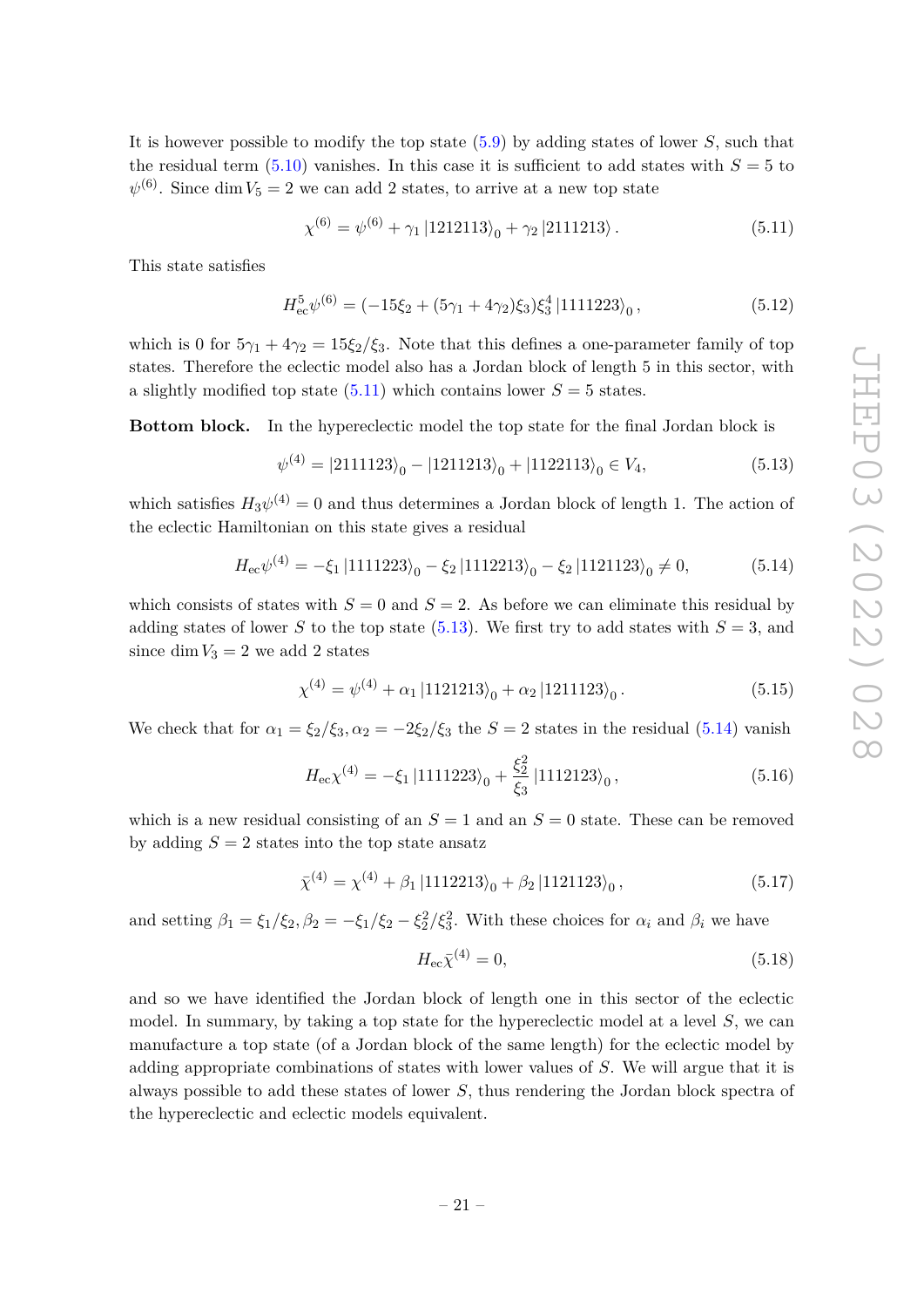It is however possible to modify the top state (5.9) by adding states of lower $S$, such that the residual term (5.10) vanishes. In this case it is sufficient to add states with $S=5$ to $\psi^{(6)}$. Since $\dim V_5 = 2$ we can add 2 states, to arrive at a new top state

$$\chi^{(6)} = \psi^{(6)} + \gamma_1 \left|1212113\right\rangle_0 + \gamma_2 \left|2111213\right\rangle . \tag{5.11}$$

This state satisfies

$$H_{\rm ec}^5 \psi^{(6)} = (-15\xi_2 + (5\gamma_1 + 4\gamma_2)\xi_3)\xi_3^4 \left|1111223\right\rangle_0 , \tag{5.12}$$

which is 0 for $5\gamma_1 + 4\gamma_2 = 15\xi_2/\xi_3$. Note that this defines a one-parameter family of top states. Therefore the eclectic model also has a Jordan block of length 5 in this sector, with a slightly modified top state (5.11) which contains lower $S=5$ states.

**Bottom block.** In the hypereclectic model the top state for the final Jordan block is

$$\psi^{(4)} = \left|2111123\right\rangle_0 - \left|1211213\right\rangle_0 + \left|1122113\right\rangle_0 \in V_4, \tag{5.13}$$

which satisfies $H_3\psi^{(4)} = 0$ and thus determines a Jordan block of length 1. The action of the eclectic Hamiltonian on this state gives a residual

$$H_{\rm ec}\psi^{(4)} = -\xi_1 \left|1111223\right\rangle_0 - \xi_2 \left|1112213\right\rangle_0 - \xi_2 \left|1121123\right\rangle_0 \neq 0, \tag{5.14}$$

which consists of states with $S=0$ and $S=2$. As before we can eliminate this residual by adding states of lower $S$ to the top state (5.13). We first try to add states with $S=3$, and since $\dim V_3 = 2$ we add 2 states

$$\chi^{(4)} = \psi^{(4)} + \alpha_1 \left|1121213\right\rangle_0 + \alpha_2 \left|1211123\right\rangle_0 . \tag{5.15}$$

We check that for $\alpha_1 = \xi_2/\xi_3, \alpha_2 = -2\xi_2/\xi_3$ the $S=2$ states in the residual (5.14) vanish

$$H_{\rm ec}\chi^{(4)} = -\xi_1 \left|1111223\right\rangle_0 + \frac{\xi_2^2}{\xi_3} \left|1112123\right\rangle_0 , \tag{5.16}$$

which is a new residual consisting of an $S=1$ and an $S=0$ state. These can be removed by adding $S=2$ states into the top state ansatz

$$\bar{\chi}^{(4)} = \chi^{(4)} + \beta_1 \left|1112213\right\rangle_0 + \beta_2 \left|1121123\right\rangle_0 , \tag{5.17}$$

and setting $\beta_1 = \xi_1/\xi_2, \beta_2 = -\xi_1/\xi_2 - \xi_2^2/\xi_3^2$. With these choices for $\alpha_i$ and $\beta_i$ we have

$$H_{\rm ec}\bar{\chi}^{(4)} = 0, \tag{5.18}$$

and so we have identified the Jordan block of length one in this sector of the eclectic model. In summary, by taking a top state for the hypereclectic model at a level $S$, we can manufacture a top state (of a Jordan block of the same length) for the eclectic model by adding appropriate combinations of states with lower values of $S$. We will argue that it is always possible to add these states of lower $S$, thus rendering the Jordan block spectra of the hypereclectic and eclectic models equivalent.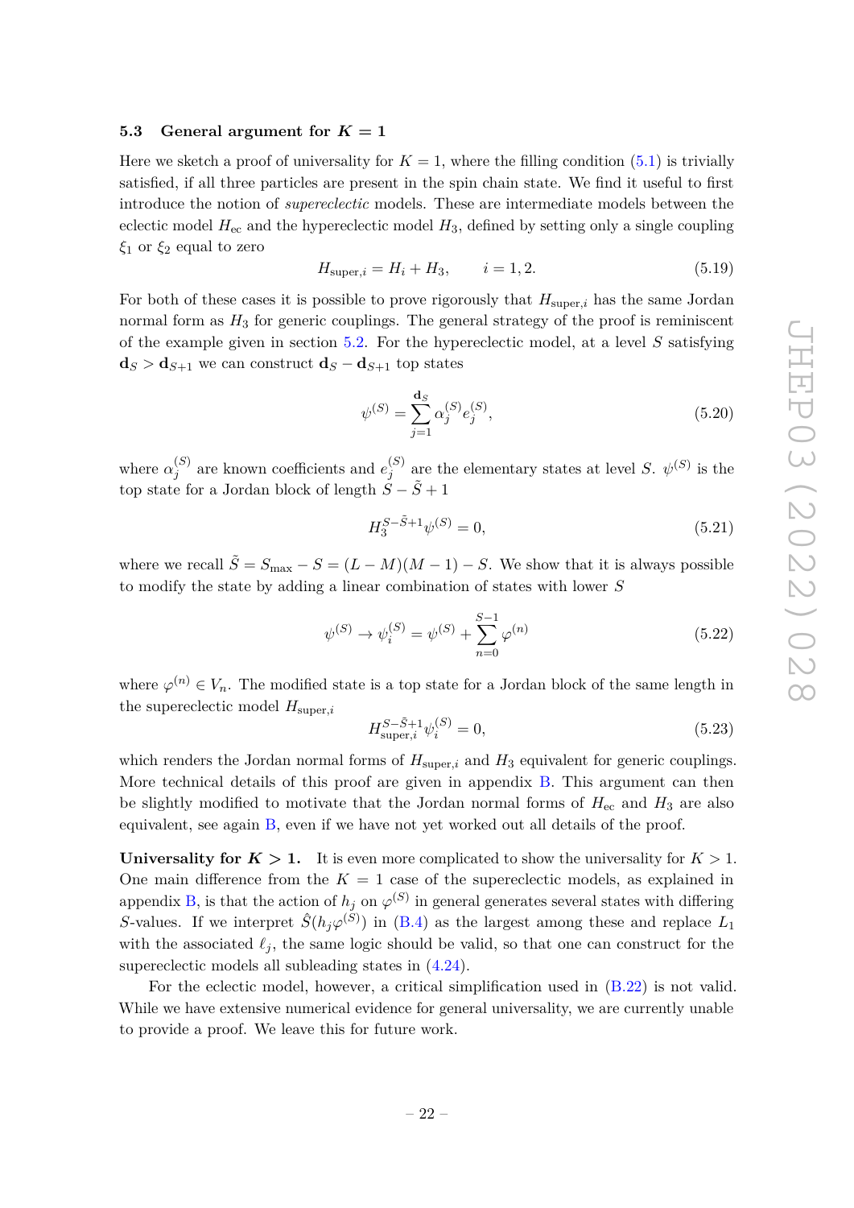### 5.3 General argument for $K = 1$

Here we sketch a proof of universality for $K = 1$, where the filling condition (5.1) is trivially satisfied, if all three particles are present in the spin chain state. We find it useful to first introduce the notion of *supereclectic* models. These are intermediate models between the eclectic model $H_{\text{ec}}$ and the hypereclectic model $H_3$, defined by setting only a single coupling $\xi_1$ or $\xi_2$ equal to zero

$$H_{\text{super},i} = H_i + H_3, \qquad i = 1, 2. \tag{5.19}$$

For both of these cases it is possible to prove rigorously that $H_{\text{super},i}$ has the same Jordan normal form as $H_3$ for generic couplings. The general strategy of the proof is reminiscent of the example given in section 5.2. For the hypereclectic model, at a level $S$ satisfying $\mathbf{d}_S > \mathbf{d}_{S+1}$ we can construct $\mathbf{d}_S - \mathbf{d}_{S+1}$ top states

$$\psi^{(S)} = \sum_{j=1}^{\mathbf{d}_S} \alpha_j^{(S)} e_j^{(S)}, \tag{5.20}$$

where $\alpha_j^{(S)}$ are known coefficients and $e_j^{(S)}$ are the elementary states at level $S$. $\psi^{(S)}$ is the top state for a Jordan block of length $S - \tilde{S} + 1$

$$H_3^{S-\tilde{S}+1} \psi^{(S)} = 0, \tag{5.21}$$

where we recall $\tilde{S} = S_{\max} - S = (L - M)(M - 1) - S$. We show that it is always possible to modify the state by adding a linear combination of states with lower $S$

$$\psi^{(S)} \to \psi_i^{(S)} = \psi^{(S)} + \sum_{n=0}^{S-1} \varphi^{(n)} \tag{5.22}$$

where $\varphi^{(n)} \in V_n$. The modified state is a top state for a Jordan block of the same length in the supereclectic model $H_{\text{super},i}$

$$H_{\text{super},i}^{S-\tilde{S}+1} \psi_i^{(S)} = 0, \tag{5.23}$$

which renders the Jordan normal forms of $H_{\text{super},i}$ and $H_3$ equivalent for generic couplings. More technical details of this proof are given in appendix B. This argument can then be slightly modified to motivate that the Jordan normal forms of $H_{\text{ec}}$ and $H_3$ are also equivalent, see again B, even if we have not yet worked out all details of the proof.

**Universality for $K > 1$.** It is even more complicated to show the universality for $K > 1$. One main difference from the $K = 1$ case of the supereclectic models, as explained in appendix B, is that the action of $h_j$ on $\varphi^{(S)}$ in general generates several states with differing $S$-values. If we interpret $\hat{S}(h_j \varphi^{(S)})$ in (B.4) as the largest among these and replace $L_1$ with the associated $\ell_j$, the same logic should be valid, so that one can construct for the supereclectic models all subleading states in (4.24).

For the eclectic model, however, a critical simplification used in (B.22) is not valid. While we have extensive numerical evidence for general universality, we are currently unable to provide a proof. We leave this for future work.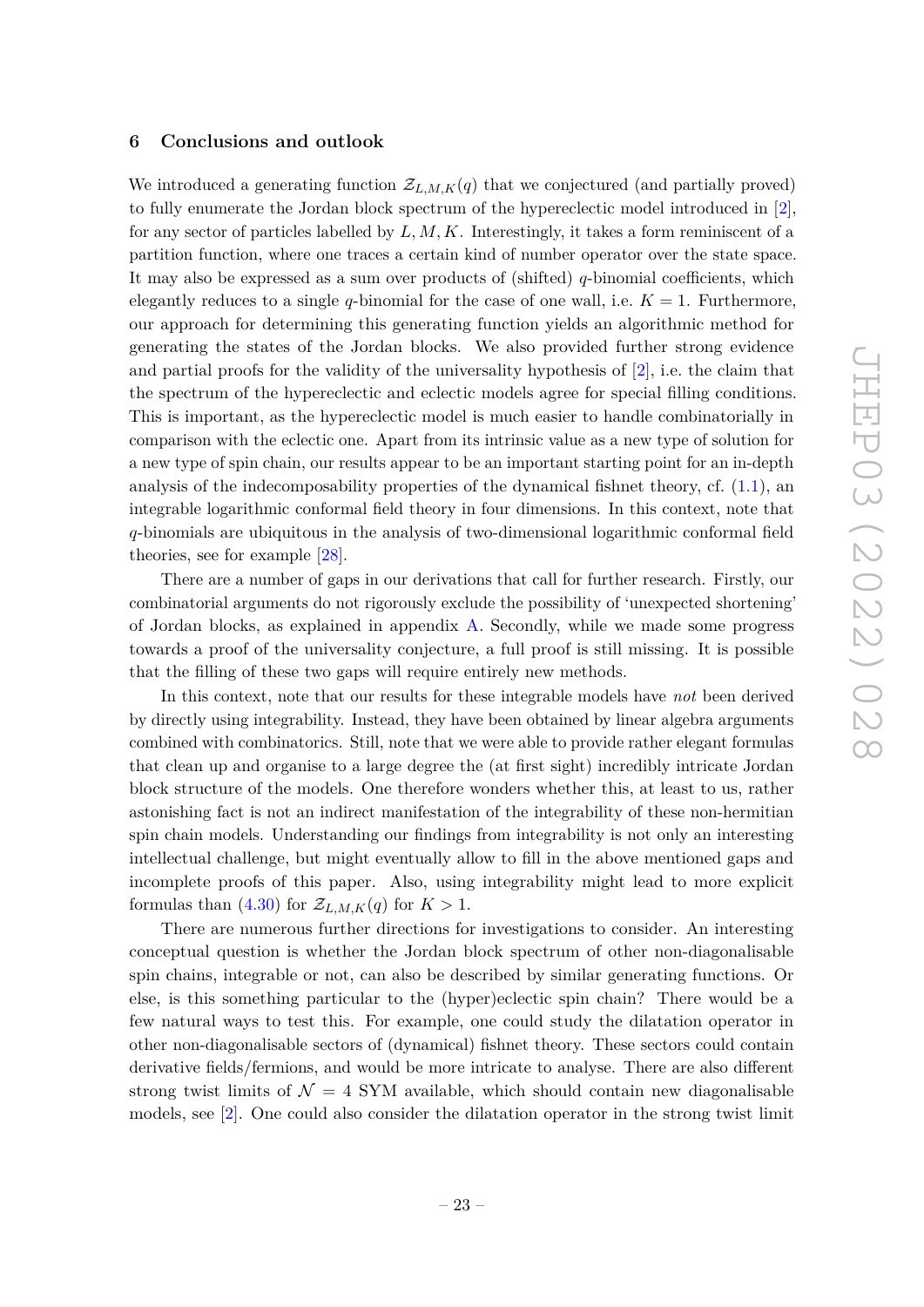## 6 Conclusions and outlook

We introduced a generating function $\mathcal{Z}_{L,M,K}(q)$ that we conjectured (and partially proved) to fully enumerate the Jordan block spectrum of the hypereclectic model introduced in [2], for any sector of particles labelled by $L, M, K$. Interestingly, it takes a form reminiscent of a partition function, where one traces a certain kind of number operator over the state space. It may also be expressed as a sum over products of (shifted) $q$-binomial coefficients, which elegantly reduces to a single $q$-binomial for the case of one wall, i.e. $K = 1$. Furthermore, our approach for determining this generating function yields an algorithmic method for generating the states of the Jordan blocks. We also provided further strong evidence and partial proofs for the validity of the universality hypothesis of [2], i.e. the claim that the spectrum of the hypereclectic and eclectic models agree for special filling conditions. This is important, as the hypereclectic model is much easier to handle combinatorially in comparison with the eclectic one. Apart from its intrinsic value as a new type of solution for a new type of spin chain, our results appear to be an important starting point for an in-depth analysis of the indecomposability properties of the dynamical fishnet theory, cf. (1.1), an integrable logarithmic conformal field theory in four dimensions. In this context, note that $q$-binomials are ubiquitous in the analysis of two-dimensional logarithmic conformal field theories, see for example [28].

There are a number of gaps in our derivations that call for further research. Firstly, our combinatorial arguments do not rigorously exclude the possibility of 'unexpected shortening' of Jordan blocks, as explained in appendix A. Secondly, while we made some progress towards a proof of the universality conjecture, a full proof is still missing. It is possible that the filling of these two gaps will require entirely new methods.

In this context, note that our results for these integrable models have *not* been derived by directly using integrability. Instead, they have been obtained by linear algebra arguments combined with combinatorics. Still, note that we were able to provide rather elegant formulas that clean up and organise to a large degree the (at first sight) incredibly intricate Jordan block structure of the models. One therefore wonders whether this, at least to us, rather astonishing fact is not an indirect manifestation of the integrability of these non-hermitian spin chain models. Understanding our findings from integrability is not only an interesting intellectual challenge, but might eventually allow to fill in the above mentioned gaps and incomplete proofs of this paper. Also, using integrability might lead to more explicit formulas than (4.30) for $\mathcal{Z}_{L,M,K}(q)$ for $K > 1$.

There are numerous further directions for investigations to consider. An interesting conceptual question is whether the Jordan block spectrum of other non-diagonalisable spin chains, integrable or not, can also be described by similar generating functions. Or else, is this something particular to the (hyper)eclectic spin chain? There would be a few natural ways to test this. For example, one could study the dilatation operator in other non-diagonalisable sectors of (dynamical) fishnet theory. These sectors could contain derivative fields/fermions, and would be more intricate to analyse. There are also different strong twist limits of $\mathcal{N} = 4$ SYM available, which should contain new diagonalisable models, see [2]. One could also consider the dilatation operator in the strong twist limit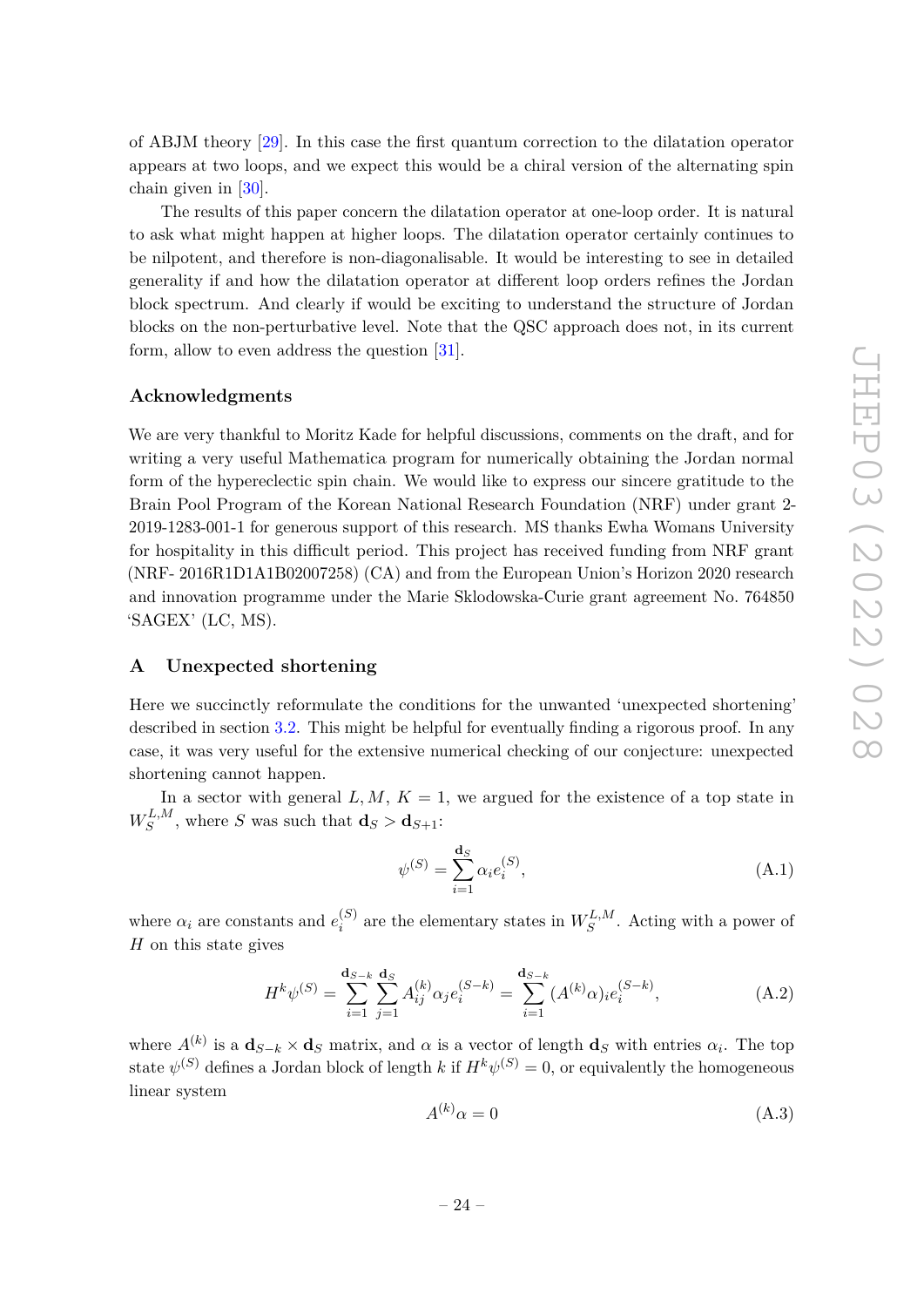of ABJM theory [29]. In this case the first quantum correction to the dilatation operator appears at two loops, and we expect this would be a chiral version of the alternating spin chain given in [30].

The results of this paper concern the dilatation operator at one-loop order. It is natural to ask what might happen at higher loops. The dilatation operator certainly continues to be nilpotent, and therefore is non-diagonalisable. It would be interesting to see in detailed generality if and how the dilatation operator at different loop orders refines the Jordan block spectrum. And clearly if would be exciting to understand the structure of Jordan blocks on the non-perturbative level. Note that the QSC approach does not, in its current form, allow to even address the question [31].

## Acknowledgments

We are very thankful to Moritz Kade for helpful discussions, comments on the draft, and for writing a very useful Mathematica program for numerically obtaining the Jordan normal form of the hypereclectic spin chain. We would like to express our sincere gratitude to the Brain Pool Program of the Korean National Research Foundation (NRF) under grant 2-2019-1283-001-1 for generous support of this research. MS thanks Ewha Womans University for hospitality in this difficult period. This project has received funding from NRF grant (NRF- 2016R1D1A1B02007258) (CA) and from the European Union's Horizon 2020 research and innovation programme under the Marie Sklodowska-Curie grant agreement No. 764850 'SAGEX' (LC, MS).

## A Unexpected shortening

Here we succinctly reformulate the conditions for the unwanted 'unexpected shortening' described in section 3.2. This might be helpful for eventually finding a rigorous proof. In any case, it was very useful for the extensive numerical checking of our conjecture: unexpected shortening cannot happen.

In a sector with general $L, M$, $K = 1$, we argued for the existence of a top state in $W_S^{L,M}$, where $S$ was such that $\mathbf{d}_S > \mathbf{d}_{S+1}$:

$$\psi^{(S)} = \sum_{i=1}^{\mathbf{d}_S} \alpha_i e_i^{(S)}, \tag{A.1}$$

where $\alpha_i$ are constants and $e_i^{(S)}$ are the elementary states in $W_S^{L,M}$. Acting with a power of $H$ on this state gives

$$H^k \psi^{(S)} = \sum_{i=1}^{\mathbf{d}_{S-k}} \sum_{j=1}^{\mathbf{d}_S} A_{ij}^{(k)} \alpha_j e_i^{(S-k)} = \sum_{i=1}^{\mathbf{d}_{S-k}} (A^{(k)}\alpha)_i e_i^{(S-k)}, \tag{A.2}$$

where $A^{(k)}$ is a $\mathbf{d}_{S-k} \times \mathbf{d}_S$ matrix, and $\alpha$ is a vector of length $\mathbf{d}_S$ with entries $\alpha_i$. The top state $\psi^{(S)}$ defines a Jordan block of length $k$ if $H^k \psi^{(S)} = 0$, or equivalently the homogeneous linear system

$$A^{(k)}\alpha = 0 \tag{A.3}$$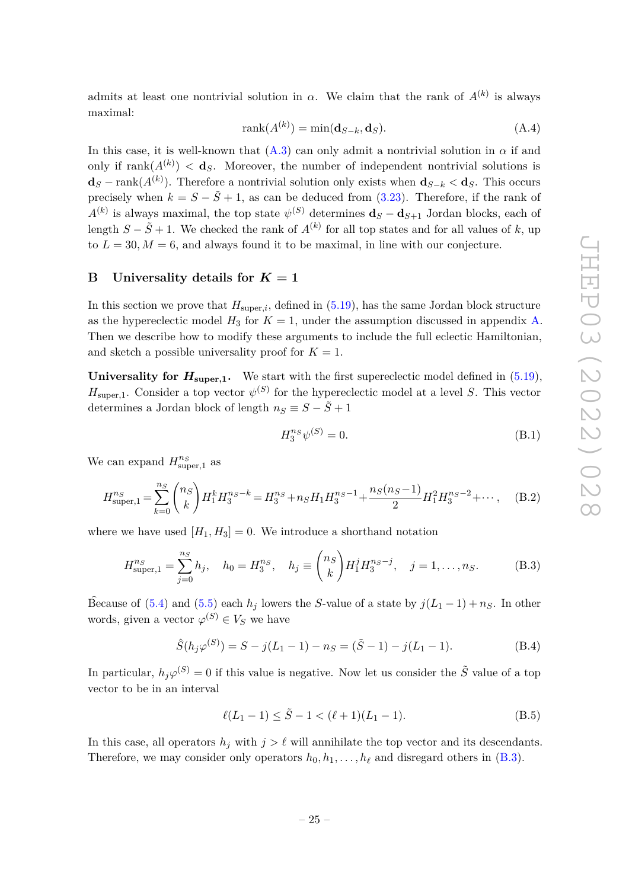admits at least one nontrivial solution in $\alpha$. We claim that the rank of $A^{(k)}$ is always maximal:

$$\operatorname{rank}(A^{(k)}) = \min(\mathbf{d}_{S-k}, \mathbf{d}_S). \tag{A.4}$$

In this case, it is well-known that (A.3) can only admit a nontrivial solution in $\alpha$ if and only if $\operatorname{rank}(A^{(k)}) < \mathbf{d}_S$. Moreover, the number of independent nontrivial solutions is $\mathbf{d}_S - \operatorname{rank}(A^{(k)})$. Therefore a nontrivial solution only exists when $\mathbf{d}_{S-k} < \mathbf{d}_S$. This occurs precisely when $k = S - \tilde{S} + 1$, as can be deduced from (3.23). Therefore, if the rank of $A^{(k)}$ is always maximal, the top state $\psi^{(S)}$ determines $\mathbf{d}_S - \mathbf{d}_{S+1}$ Jordan blocks, each of length $S - \tilde{S} + 1$. We checked the rank of $A^{(k)}$ for all top states and for all values of $k$, up to $L = 30, M = 6$, and always found it to be maximal, in line with our conjecture.

## B Universality details for $K = 1$

In this section we prove that $H_{\text{super},i}$, defined in (5.19), has the same Jordan block structure as the hypereclectic model $H_3$ for $K = 1$, under the assumption discussed in appendix A. Then we describe how to modify these arguments to include the full eclectic Hamiltonian, and sketch a possible universality proof for $K = 1$.

**Universality for $H_{\text{super},1}$.** We start with the first supereclectic model defined in (5.19), $H_{\text{super},1}$. Consider a top vector $\psi^{(S)}$ for the hypereclectic model at a level $S$. This vector determines a Jordan block of length $n_S \equiv S - \tilde{S} + 1$

$$H_3^{n_S} \psi^{(S)} = 0. \tag{B.1}$$

We can expand $H_{\text{super},1}^{n_S}$ as

$$H_{\text{super},1}^{n_S} = \sum_{k=0}^{n_S} \binom{n_S}{k} H_1^k H_3^{n_S-k} = H_3^{n_S} + n_S H_1 H_3^{n_S-1} + \frac{n_S(n_S-1)}{2} H_1^2 H_3^{n_S-2} + \cdots, \tag{B.2}$$

where we have used $[H_1, H_3] = 0$. We introduce a shorthand notation

$$H_{\text{super},1}^{n_S} = \sum_{j=0}^{n_S} h_j, \quad h_0 = H_3^{n_S}, \quad h_j \equiv \binom{n_S}{k} H_1^j H_3^{n_S-j}, \quad j = 1, \ldots, n_S. \tag{B.3}$$

Because of (5.4) and (5.5) each $h_j$ lowers the $S$-value of a state by $j(L_1 - 1) + n_S$. In other words, given a vector $\varphi^{(S)} \in V_S$ we have

$$\hat{S}(h_j \varphi^{(S)}) = S - j(L_1 - 1) - n_S = (\tilde{S} - 1) - j(L_1 - 1). \tag{B.4}$$

In particular, $h_j \varphi^{(S)} = 0$ if this value is negative. Now let us consider the $\tilde{S}$ value of a top vector to be in an interval

$$\ell(L_1 - 1) \leq \tilde{S} - 1 < (\ell + 1)(L_1 - 1). \tag{B.5}$$

In this case, all operators $h_j$ with $j > \ell$ will annihilate the top vector and its descendants. Therefore, we may consider only operators $h_0, h_1, \ldots, h_\ell$ and disregard others in (B.3).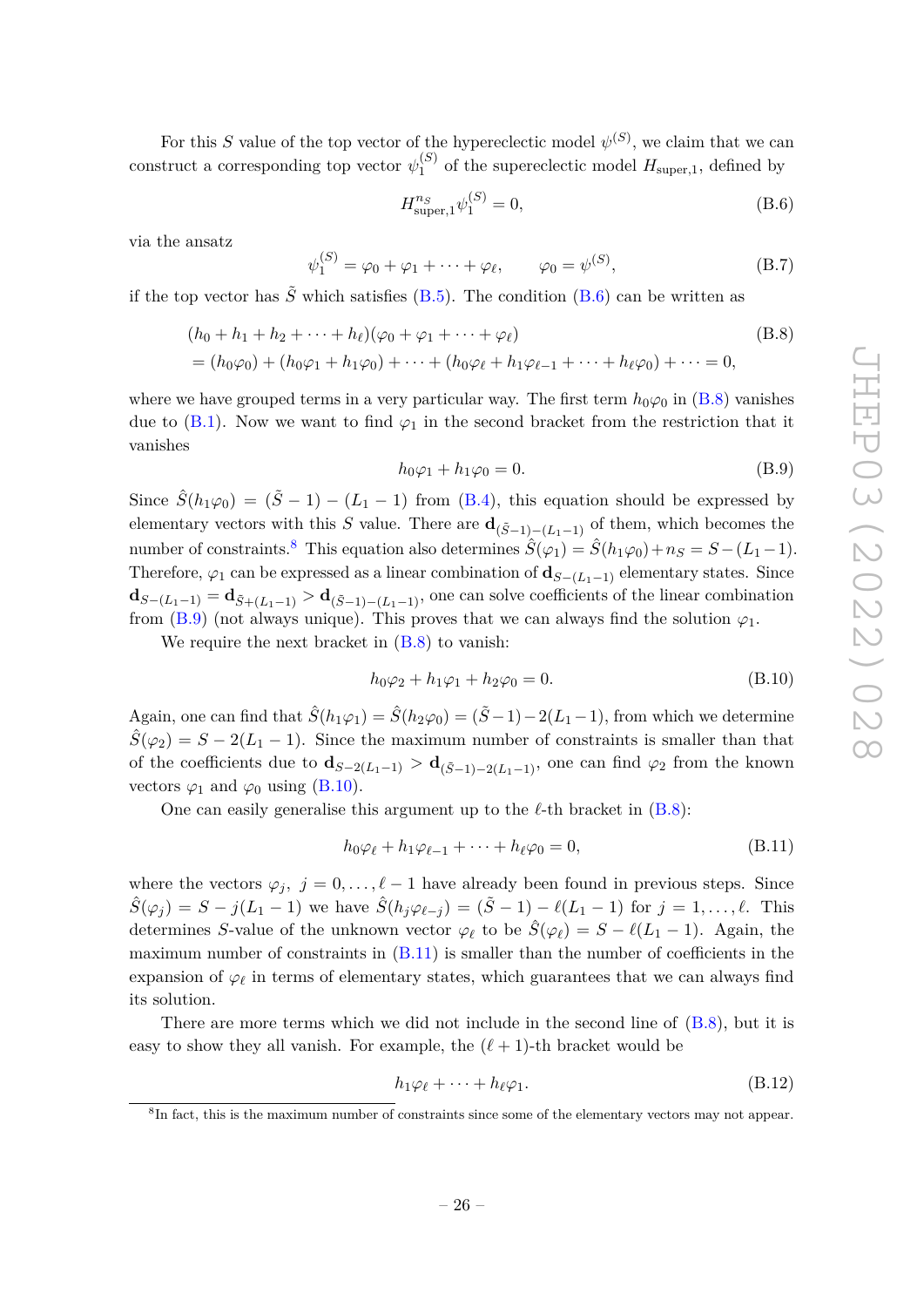For this $S$ value of the top vector of the hypereclectic model $\psi^{(S)}$, we claim that we can construct a corresponding top vector $\psi_1^{(S)}$ of the supereclectic model $H_{\text{super},1}$, defined by

$$H_{\text{super},1}^{n_S} \psi_1^{(S)} = 0, \tag{B.6}$$

via the ansatz

$$\psi_1^{(S)} = \varphi_0 + \varphi_1 + \cdots + \varphi_\ell, \qquad \varphi_0 = \psi^{(S)}, \tag{B.7}$$

if the top vector has $\tilde{S}$ which satisfies (B.5). The condition (B.6) can be written as

$$\begin{aligned}
&(h_0 + h_1 + h_2 + \cdots + h_\ell)(\varphi_0 + \varphi_1 + \cdots + \varphi_\ell) \\
&= (h_0\varphi_0) + (h_0\varphi_1 + h_1\varphi_0) + \cdots + (h_0\varphi_\ell + h_1\varphi_{\ell-1} + \cdots + h_\ell\varphi_0) + \cdots = 0,
\end{aligned} \tag{B.8}$$

where we have grouped terms in a very particular way. The first term $h_0\varphi_0$ in (B.8) vanishes due to (B.1). Now we want to find $\varphi_1$ in the second bracket from the restriction that it vanishes

$$h_0\varphi_1 + h_1\varphi_0 = 0. \tag{B.9}$$

Since $\hat{S}(h_1\varphi_0) = (\tilde{S} - 1) - (L_1 - 1)$ from (B.4), this equation should be expressed by elementary vectors with this $S$ value. There are $\mathbf{d}_{(\tilde{S}-1)-(L_1-1)}$ of them, which becomes the number of constraints.[8] This equation also determines $\hat{S}(\varphi_1) = \hat{S}(h_1\varphi_0) + n_S = S - (L_1 - 1)$. Therefore, $\varphi_1$ can be expressed as a linear combination of $\mathbf{d}_{S-(L_1-1)}$ elementary states. Since $\mathbf{d}_{S-(L_1-1)} = \mathbf{d}_{\tilde{S}+(L_1-1)} > \mathbf{d}_{(\tilde{S}-1)-(L_1-1)}$, one can solve coefficients of the linear combination from (B.9) (not always unique). This proves that we can always find the solution $\varphi_1$.

We require the next bracket in (B.8) to vanish:

$$h_0\varphi_2 + h_1\varphi_1 + h_2\varphi_0 = 0. \tag{B.10}$$

Again, one can find that $\hat{S}(h_1\varphi_1) = \hat{S}(h_2\varphi_0) = (\tilde{S} - 1) - 2(L_1 - 1)$, from which we determine $\hat{S}(\varphi_2) = S - 2(L_1 - 1)$. Since the maximum number of constraints is smaller than that of the coefficients due to $\mathbf{d}_{S-2(L_1-1)} > \mathbf{d}_{(\tilde{S}-1)-2(L_1-1)}$, one can find $\varphi_2$ from the known vectors $\varphi_1$ and $\varphi_0$ using (B.10).

One can easily generalise this argument up to the $\ell$-th bracket in (B.8):

$$h_0\varphi_\ell + h_1\varphi_{\ell-1} + \cdots + h_\ell\varphi_0 = 0, \tag{B.11}$$

where the vectors $\varphi_j,\ j = 0, \ldots, \ell - 1$ have already been found in previous steps. Since $\hat{S}(\varphi_j) = S - j(L_1 - 1)$ we have $\hat{S}(h_j\varphi_{\ell-j}) = (\tilde{S} - 1) - \ell(L_1 - 1)$ for $j = 1, \ldots, \ell$. This determines $S$-value of the unknown vector $\varphi_\ell$ to be $\hat{S}(\varphi_\ell) = S - \ell(L_1 - 1)$. Again, the maximum number of constraints in (B.11) is smaller than the number of coefficients in the expansion of $\varphi_\ell$ in terms of elementary states, which guarantees that we can always find its solution.

There are more terms which we did not include in the second line of (B.8), but it is easy to show they all vanish. For example, the $(\ell + 1)$-th bracket would be

$$h_1\varphi_\ell + \cdots + h_\ell\varphi_1. \tag{B.12}$$

[8] In fact, this is the maximum number of constraints since some of the elementary vectors may not appear.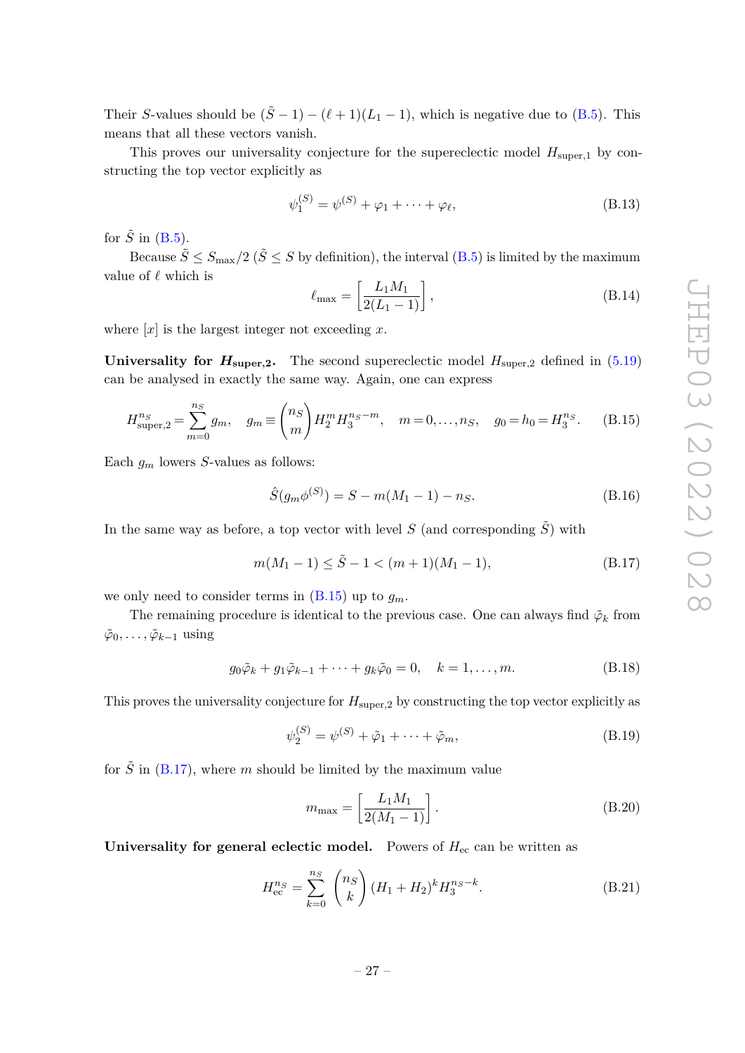Their $S$-values should be $(\tilde{S}-1)-(\ell+1)(L_1-1)$, which is negative due to (B.5). This means that all these vectors vanish.

This proves our universality conjecture for the supereclectic model $H_{\text{super},1}$ by constructing the top vector explicitly as

$$\psi_1^{(S)} = \psi^{(S)} + \varphi_1 + \cdots + \varphi_\ell, \tag{B.13}$$

for $\tilde{S}$ in (B.5).

Because $\tilde{S} \leq S_{\max}/2$ ($\tilde{S} \leq S$ by definition), the interval (B.5) is limited by the maximum value of $\ell$ which is

$$\ell_{\max} = \left[\frac{L_1 M_1}{2(L_1-1)}\right], \tag{B.14}$$

where $[x]$ is the largest integer not exceeding $x$.

**Universality for $H_{\text{super},2}$.** The second supereclectic model $H_{\text{super},2}$ defined in (5.19) can be analysed in exactly the same way. Again, one can express

$$H_{\text{super},2}^{n_S} = \sum_{m=0}^{n_S} g_m, \quad g_m \equiv \binom{n_S}{m} H_2^m H_3^{n_S-m}, \quad m=0,\ldots,n_S, \quad g_0 = h_0 = H_3^{n_S}. \tag{B.15}$$

Each $g_m$ lowers $S$-values as follows:

$$\hat{S}(g_m \phi^{(S)}) = S - m(M_1-1) - n_S. \tag{B.16}$$

In the same way as before, a top vector with level $S$ (and corresponding $\tilde{S}$) with

$$m(M_1-1) \leq \tilde{S}-1 < (m+1)(M_1-1), \tag{B.17}$$

we only need to consider terms in (B.15) up to $g_m$.

The remaining procedure is identical to the previous case. One can always find $\tilde{\varphi}_k$ from $\tilde{\varphi}_0, \ldots, \tilde{\varphi}_{k-1}$ using

$$g_0\tilde{\varphi}_k + g_1\tilde{\varphi}_{k-1} + \cdots + g_k\tilde{\varphi}_0 = 0, \quad k=1,\ldots,m. \tag{B.18}$$

This proves the universality conjecture for $H_{\text{super},2}$ by constructing the top vector explicitly as

$$\psi_2^{(S)} = \psi^{(S)} + \tilde{\varphi}_1 + \cdots + \tilde{\varphi}_m, \tag{B.19}$$

for $\tilde{S}$ in (B.17), where $m$ should be limited by the maximum value

$$m_{\max} = \left[\frac{L_1 M_1}{2(M_1-1)}\right]. \tag{B.20}$$

**Universality for general eclectic model.** Powers of $H_{\text{ec}}$ can be written as

$$H_{\text{ec}}^{n_S} = \sum_{k=0}^{n_S} \binom{n_S}{k} (H_1+H_2)^k H_3^{n_S-k}. \tag{B.21}$$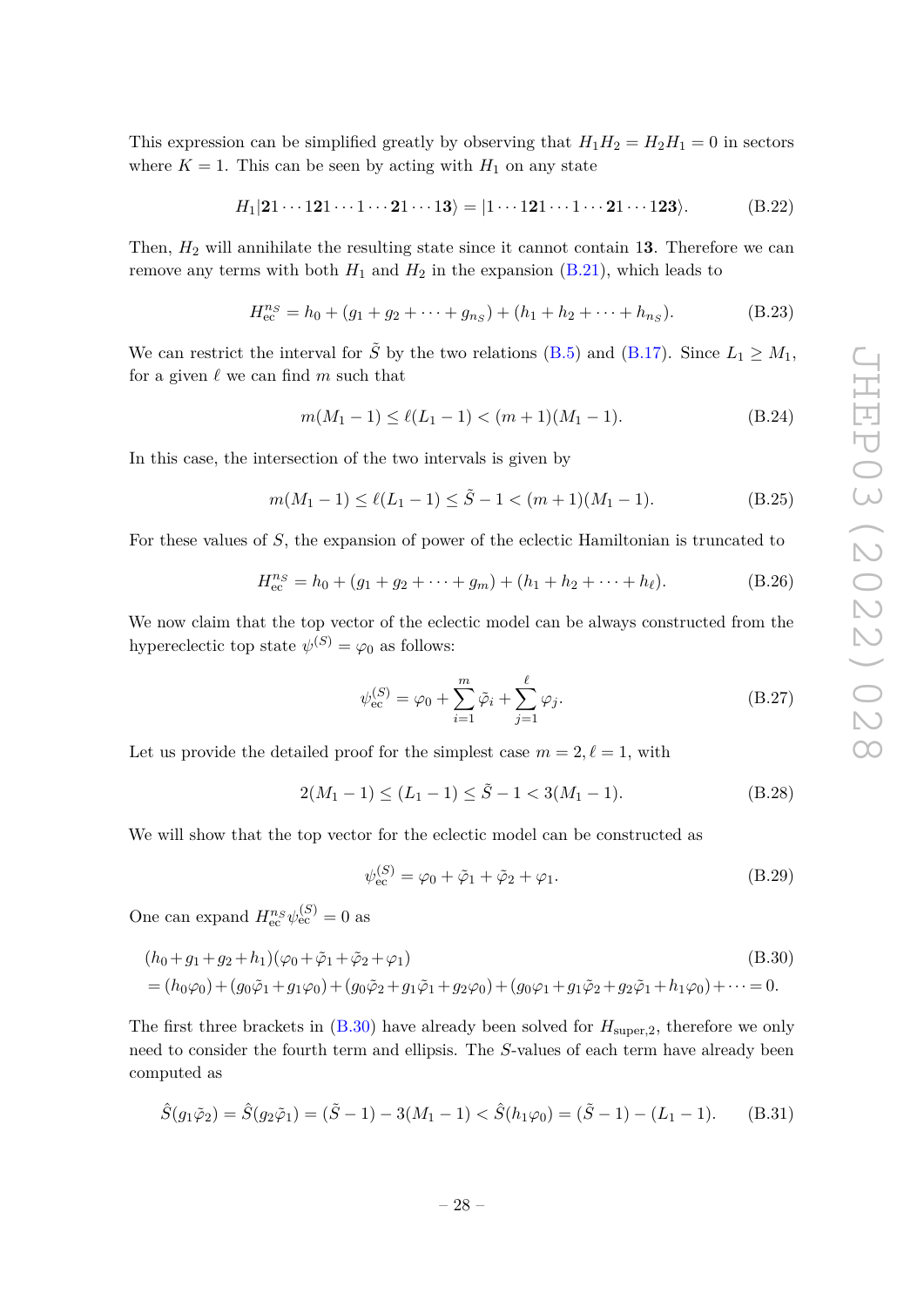This expression can be simplified greatly by observing that $H_1 H_2 = H_2 H_1 = 0$ in sectors where $K = 1$. This can be seen by acting with $H_1$ on any state

$$H_1|\mathbf{2}1\cdots 1\mathbf{2}1\cdots 1\cdots \mathbf{2}1\cdots 1\mathbf{3}\rangle = |1\cdots 1\mathbf{2}1\cdots 1\cdots \mathbf{2}1\cdots 1\mathbf{23}\rangle. \tag{B.22}$$

Then, $H_2$ will annihilate the resulting state since it cannot contain $1\mathbf{3}$. Therefore we can remove any terms with both $H_1$ and $H_2$ in the expansion (B.21), which leads to

$$H_{\rm ec}^{n_S} = h_0 + (g_1 + g_2 + \cdots + g_{n_S}) + (h_1 + h_2 + \cdots + h_{n_S}). \tag{B.23}$$

We can restrict the interval for $\tilde{S}$ by the two relations (B.5) and (B.17). Since $L_1 \geq M_1$, for a given $\ell$ we can find $m$ such that

$$m(M_1 - 1) \leq \ell(L_1 - 1) < (m+1)(M_1 - 1). \tag{B.24}$$

In this case, the intersection of the two intervals is given by

$$m(M_1 - 1) \leq \ell(L_1 - 1) \leq \tilde{S} - 1 < (m+1)(M_1 - 1). \tag{B.25}$$

For these values of $S$, the expansion of power of the eclectic Hamiltonian is truncated to

$$H_{\rm ec}^{n_S} = h_0 + (g_1 + g_2 + \cdots + g_m) + (h_1 + h_2 + \cdots + h_\ell). \tag{B.26}$$

We now claim that the top vector of the eclectic model can be always constructed from the hypereclectic top state $\psi^{(S)} = \varphi_0$ as follows:

$$\psi_{\rm ec}^{(S)} = \varphi_0 + \sum_{i=1}^{m} \tilde{\varphi}_i + \sum_{j=1}^{\ell} \varphi_j. \tag{B.27}$$

Let us provide the detailed proof for the simplest case $m = 2, \ell = 1$, with

$$2(M_1 - 1) \leq (L_1 - 1) \leq \tilde{S} - 1 < 3(M_1 - 1). \tag{B.28}$$

We will show that the top vector for the eclectic model can be constructed as

$$\psi_{\rm ec}^{(S)} = \varphi_0 + \tilde{\varphi}_1 + \tilde{\varphi}_2 + \varphi_1. \tag{B.29}$$

One can expand $H_{\rm ec}^{n_S} \psi_{\rm ec}^{(S)} = 0$ as

$$\begin{aligned}&(h_0 + g_1 + g_2 + h_1)(\varphi_0 + \tilde{\varphi}_1 + \tilde{\varphi}_2 + \varphi_1) \\ &= (h_0\varphi_0) + (g_0\tilde{\varphi}_1 + g_1\varphi_0) + (g_0\tilde{\varphi}_2 + g_1\tilde{\varphi}_1 + g_2\varphi_0) + (g_0\varphi_1 + g_1\tilde{\varphi}_2 + g_2\tilde{\varphi}_1 + h_1\varphi_0) + \cdots = 0.\end{aligned} \tag{B.30}$$

The first three brackets in (B.30) have already been solved for $H_{\rm super,2}$, therefore we only need to consider the fourth term and ellipsis. The $S$-values of each term have already been computed as

$$\hat{S}(g_1\tilde{\varphi}_2) = \hat{S}(g_2\tilde{\varphi}_1) = (\tilde{S} - 1) - 3(M_1 - 1) < \hat{S}(h_1\varphi_0) = (\tilde{S} - 1) - (L_1 - 1). \tag{B.31}$$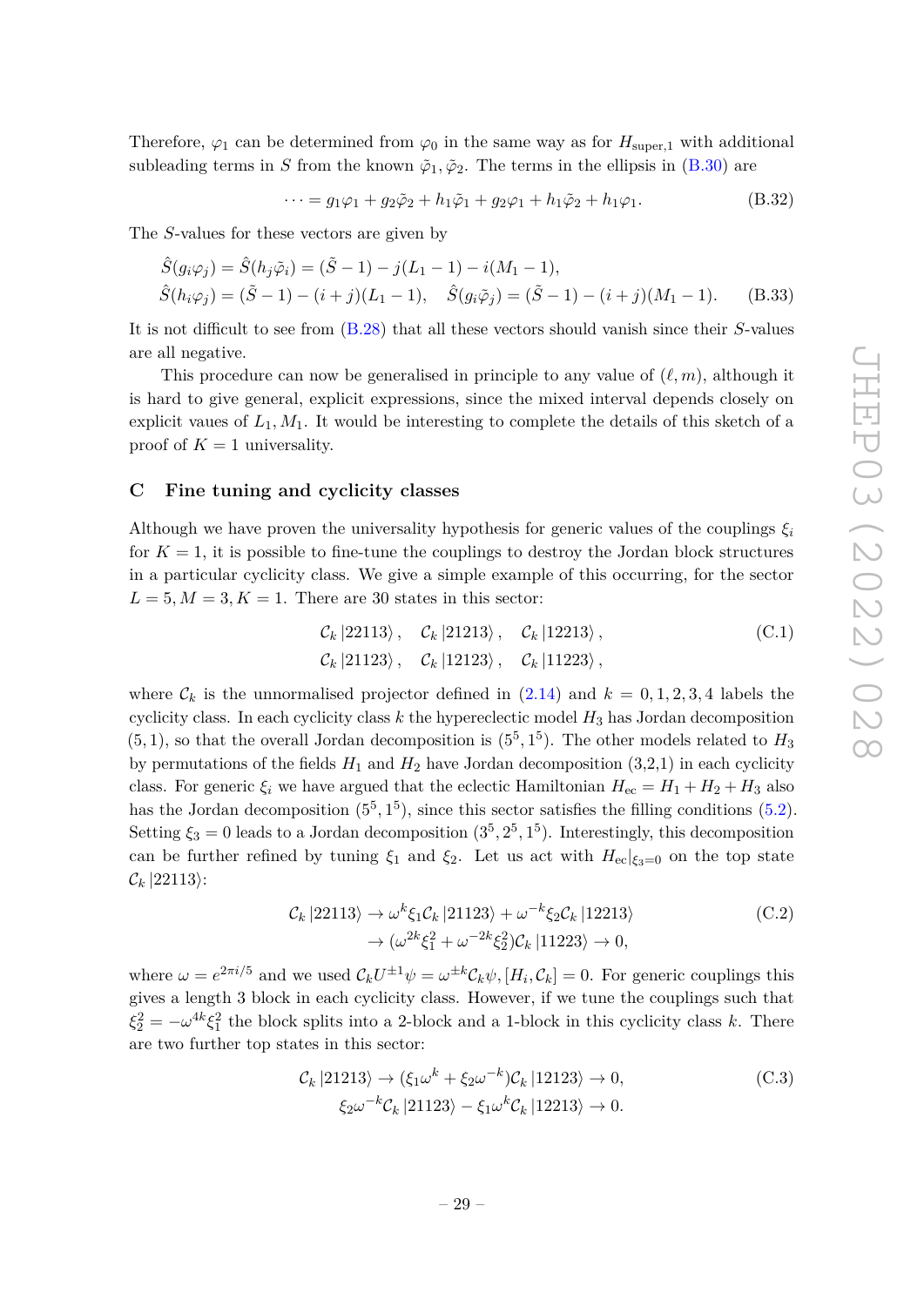Therefore, $\varphi_1$ can be determined from $\varphi_0$ in the same way as for $H_{\text{super},1}$ with additional subleading terms in $S$ from the known $\tilde{\varphi}_1, \tilde{\varphi}_2$. The terms in the ellipsis in (B.30) are

$$\cdots = g_1\varphi_1 + g_2\tilde{\varphi}_2 + h_1\tilde{\varphi}_1 + g_2\varphi_1 + h_1\tilde{\varphi}_2 + h_1\varphi_1. \tag{B.32}$$

The $S$-values for these vectors are given by

$$\begin{aligned}
&\hat{S}(g_i\varphi_j) = \hat{S}(h_j\tilde{\varphi}_i) = (\tilde{S}-1) - j(L_1-1) - i(M_1-1),\\
&\hat{S}(h_i\varphi_j) = (\tilde{S}-1) - (i+j)(L_1-1), \quad \hat{S}(g_i\tilde{\varphi}_j) = (\tilde{S}-1) - (i+j)(M_1-1).
\end{aligned} \tag{B.33}$$

It is not difficult to see from (B.28) that all these vectors should vanish since their $S$-values are all negative.

This procedure can now be generalised in principle to any value of $(\ell, m)$, although it is hard to give general, explicit expressions, since the mixed interval depends closely on explicit vaues of $L_1, M_1$. It would be interesting to complete the details of this sketch of a proof of $K=1$ universality.

## C Fine tuning and cyclicity classes

Although we have proven the universality hypothesis for generic values of the couplings $\xi_i$ for $K=1$, it is possible to fine-tune the couplings to destroy the Jordan block structures in a particular cyclicity class. We give a simple example of this occurring, for the sector $L=5, M=3, K=1$. There are 30 states in this sector:

$$\begin{aligned}
&\mathcal{C}_k\,|22113\rangle\,, \quad \mathcal{C}_k\,|21213\rangle\,, \quad \mathcal{C}_k\,|12213\rangle\,,\\
&\mathcal{C}_k\,|21123\rangle\,, \quad \mathcal{C}_k\,|12123\rangle\,, \quad \mathcal{C}_k\,|11223\rangle\,,
\end{aligned} \tag{C.1}$$

where $\mathcal{C}_k$ is the unnormalised projector defined in (2.14) and $k=0,1,2,3,4$ labels the cyclicity class. In each cyclicity class $k$ the hypereclectic model $H_3$ has Jordan decomposition $(5,1)$, so that the overall Jordan decomposition is $(5^5, 1^5)$. The other models related to $H_3$ by permutations of the fields $H_1$ and $H_2$ have Jordan decomposition (3,2,1) in each cyclicity class. For generic $\xi_i$ we have argued that the eclectic Hamiltonian $H_{\text{ec}} = H_1 + H_2 + H_3$ also has the Jordan decomposition $(5^5, 1^5)$, since this sector satisfies the filling conditions (5.2). Setting $\xi_3 = 0$ leads to a Jordan decomposition $(3^5, 2^5, 1^5)$. Interestingly, this decomposition can be further refined by tuning $\xi_1$ and $\xi_2$. Let us act with $H_{\text{ec}}|_{\xi_3=0}$ on the top state $\mathcal{C}_k\,|22113\rangle$:

$$\begin{aligned}
\mathcal{C}_k\,|22113\rangle &\to \omega^k\xi_1\mathcal{C}_k\,|21123\rangle + \omega^{-k}\xi_2\mathcal{C}_k\,|12213\rangle\\
&\to (\omega^{2k}\xi_1^2 + \omega^{-2k}\xi_2^2)\mathcal{C}_k\,|11223\rangle \to 0,
\end{aligned} \tag{C.2}$$

where $\omega = e^{2\pi i/5}$ and we used $\mathcal{C}_k U^{\pm 1}\psi = \omega^{\pm k}\mathcal{C}_k\psi, [H_i, \mathcal{C}_k] = 0$. For generic couplings this gives a length 3 block in each cyclicity class. However, if we tune the couplings such that $\xi_2^2 = -\omega^{4k}\xi_1^2$ the block splits into a 2-block and a 1-block in this cyclicity class $k$. There are two further top states in this sector:

$$\begin{aligned}
\mathcal{C}_k\,|21213\rangle &\to (\xi_1\omega^k + \xi_2\omega^{-k})\mathcal{C}_k\,|12123\rangle \to 0,\\
\xi_2\omega^{-k}\mathcal{C}_k\,|21123\rangle &- \xi_1\omega^k\mathcal{C}_k\,|12213\rangle \to 0.
\end{aligned} \tag{C.3}$$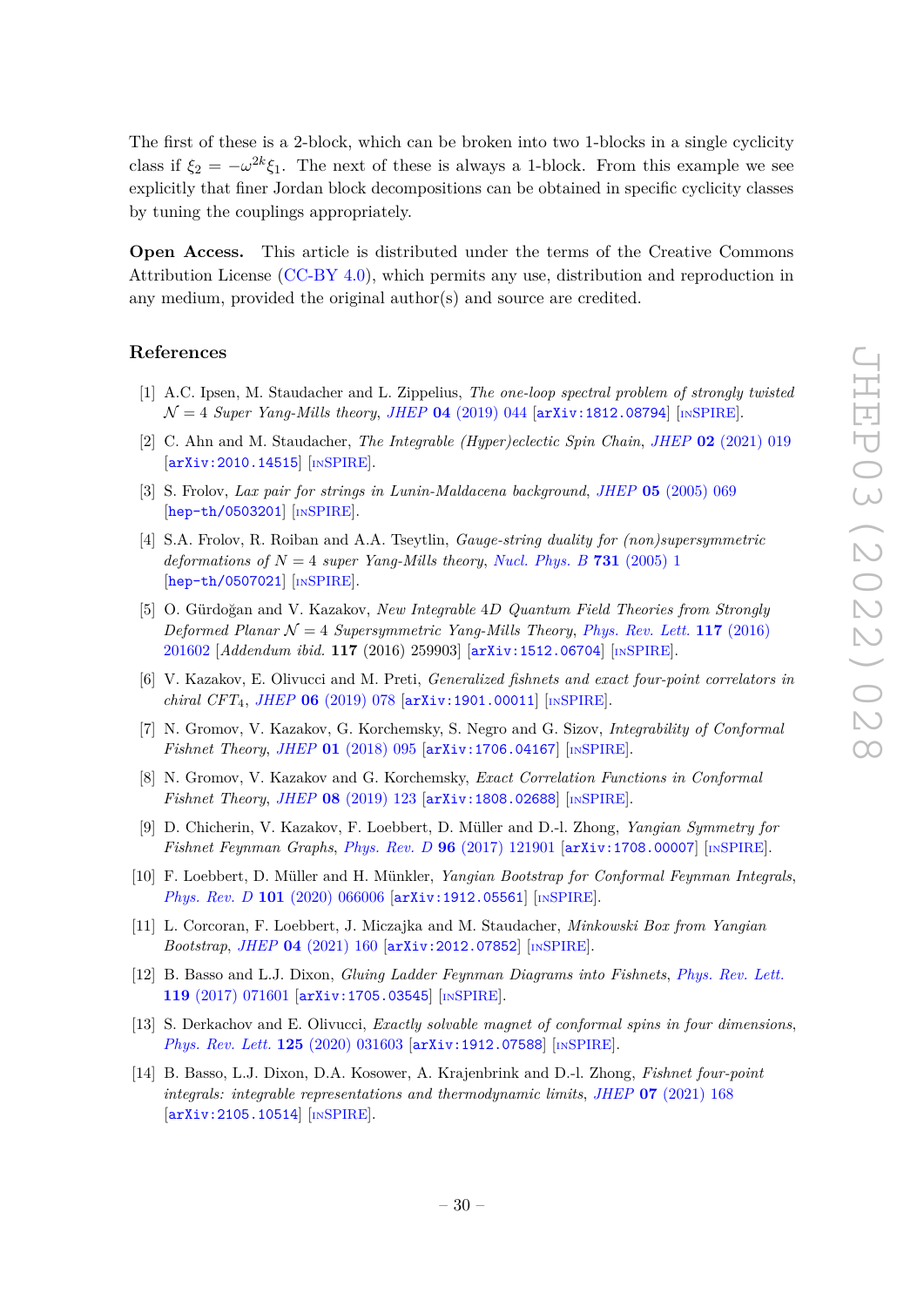The first of these is a 2-block, which can be broken into two 1-blocks in a single cyclicity class if $\xi_2 = -\omega^{2k}\xi_1$. The next of these is always a 1-block. From this example we see explicitly that finer Jordan block decompositions can be obtained in specific cyclicity classes by tuning the couplings appropriately.

**Open Access.** This article is distributed under the terms of the Creative Commons Attribution License (CC-BY 4.0), which permits any use, distribution and reproduction in any medium, provided the original author(s) and source are credited.

## References

[1] A.C. Ipsen, M. Staudacher and L. Zippelius, *The one-loop spectral problem of strongly twisted $\mathcal{N} = 4$ Super Yang-Mills theory*, JHEP **04** (2019) 044 [arXiv:1812.08794] [INSPIRE].

[2] C. Ahn and M. Staudacher, *The Integrable (Hyper)eclectic Spin Chain*, JHEP **02** (2021) 019 [arXiv:2010.14515] [INSPIRE].

[3] S. Frolov, *Lax pair for strings in Lunin-Maldacena background*, JHEP **05** (2005) 069 [hep-th/0503201] [INSPIRE].

[4] S.A. Frolov, R. Roiban and A.A. Tseytlin, *Gauge-string duality for (non)supersymmetric deformations of $N = 4$ super Yang-Mills theory*, Nucl. Phys. B **731** (2005) 1 [hep-th/0507021] [INSPIRE].

[5] O. Gürdoğan and V. Kazakov, *New Integrable 4D Quantum Field Theories from Strongly Deformed Planar $\mathcal{N} = 4$ Supersymmetric Yang-Mills Theory*, Phys. Rev. Lett. **117** (2016) 201602 [*Addendum ibid.* **117** (2016) 259903] [arXiv:1512.06704] [INSPIRE].

[6] V. Kazakov, E. Olivucci and M. Preti, *Generalized fishnets and exact four-point correlators in chiral CFT$_4$*, JHEP **06** (2019) 078 [arXiv:1901.00011] [INSPIRE].

[7] N. Gromov, V. Kazakov, G. Korchemsky, S. Negro and G. Sizov, *Integrability of Conformal Fishnet Theory*, JHEP **01** (2018) 095 [arXiv:1706.04167] [INSPIRE].

[8] N. Gromov, V. Kazakov and G. Korchemsky, *Exact Correlation Functions in Conformal Fishnet Theory*, JHEP **08** (2019) 123 [arXiv:1808.02688] [INSPIRE].

[9] D. Chicherin, V. Kazakov, F. Loebbert, D. Müller and D.-l. Zhong, *Yangian Symmetry for Fishnet Feynman Graphs*, Phys. Rev. D **96** (2017) 121901 [arXiv:1708.00007] [INSPIRE].

[10] F. Loebbert, D. Müller and H. Münkler, *Yangian Bootstrap for Conformal Feynman Integrals*, Phys. Rev. D **101** (2020) 066006 [arXiv:1912.05561] [INSPIRE].

[11] L. Corcoran, F. Loebbert, J. Miczajka and M. Staudacher, *Minkowski Box from Yangian Bootstrap*, JHEP **04** (2021) 160 [arXiv:2012.07852] [INSPIRE].

[12] B. Basso and L.J. Dixon, *Gluing Ladder Feynman Diagrams into Fishnets*, Phys. Rev. Lett. **119** (2017) 071601 [arXiv:1705.03545] [INSPIRE].

[13] S. Derkachov and E. Olivucci, *Exactly solvable magnet of conformal spins in four dimensions*, Phys. Rev. Lett. **125** (2020) 031603 [arXiv:1912.07588] [INSPIRE].

[14] B. Basso, L.J. Dixon, D.A. Kosower, A. Krajenbrink and D.-l. Zhong, *Fishnet four-point integrals: integrable representations and thermodynamic limits*, JHEP **07** (2021) 168 [arXiv:2105.10514] [INSPIRE].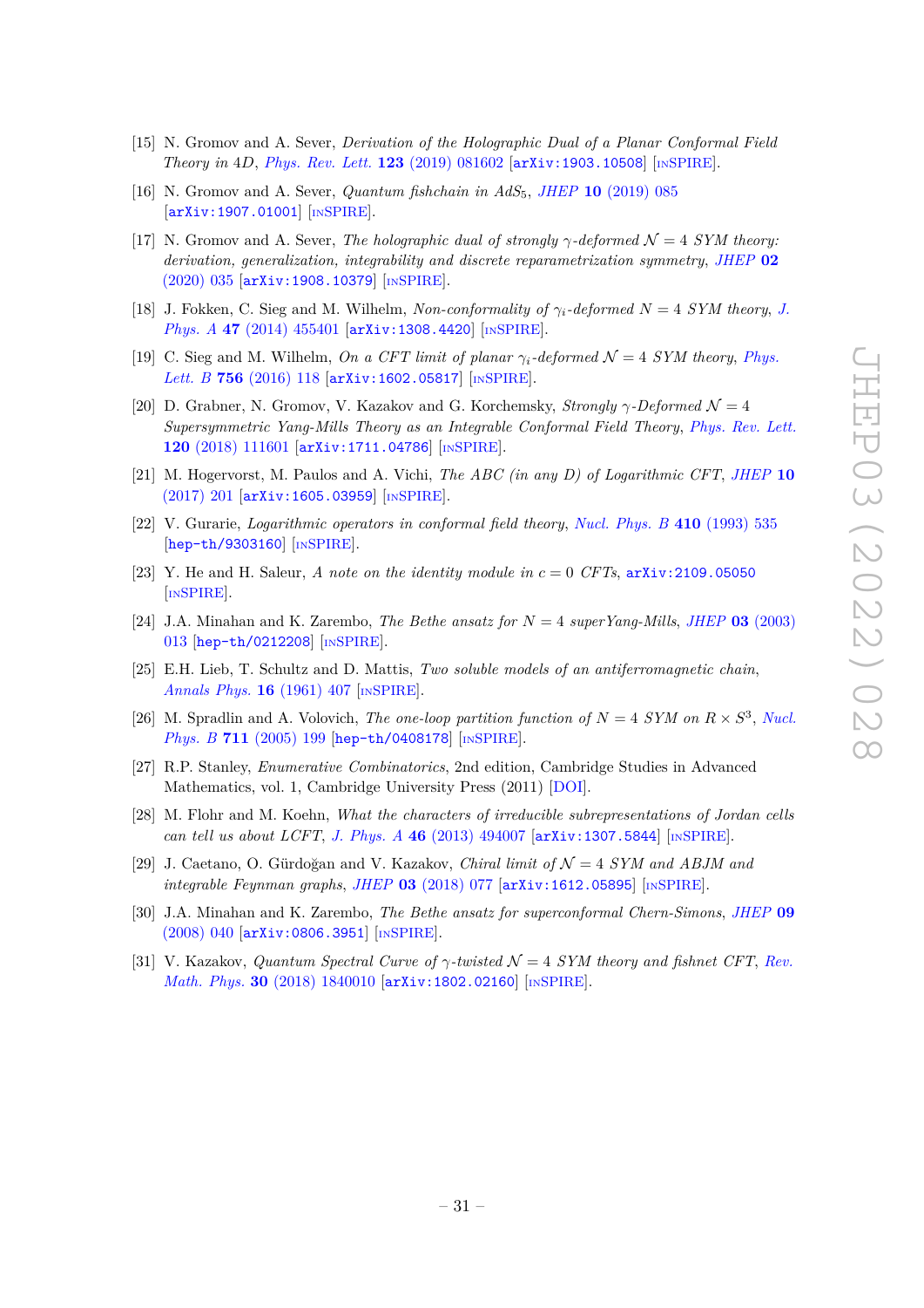[15] N. Gromov and A. Sever, *Derivation of the Holographic Dual of a Planar Conformal Field Theory in 4D*, *Phys. Rev. Lett.* **123** (2019) 081602 [arXiv:1903.10508] [INSPIRE].

[16] N. Gromov and A. Sever, *Quantum fishchain in $AdS_5$*, *JHEP* **10** (2019) 085 [arXiv:1907.01001] [INSPIRE].

[17] N. Gromov and A. Sever, *The holographic dual of strongly $\gamma$-deformed $\mathcal{N} = 4$ SYM theory: derivation, generalization, integrability and discrete reparametrization symmetry*, *JHEP* **02** (2020) 035 [arXiv:1908.10379] [INSPIRE].

[18] J. Fokken, C. Sieg and M. Wilhelm, *Non-conformality of $\gamma_i$-deformed $N = 4$ SYM theory*, *J. Phys. A* **47** (2014) 455401 [arXiv:1308.4420] [INSPIRE].

[19] C. Sieg and M. Wilhelm, *On a CFT limit of planar $\gamma_i$-deformed $\mathcal{N} = 4$ SYM theory*, *Phys. Lett. B* **756** (2016) 118 [arXiv:1602.05817] [INSPIRE].

[20] D. Grabner, N. Gromov, V. Kazakov and G. Korchemsky, *Strongly $\gamma$-Deformed $\mathcal{N} = 4$ Supersymmetric Yang-Mills Theory as an Integrable Conformal Field Theory*, *Phys. Rev. Lett.* **120** (2018) 111601 [arXiv:1711.04786] [INSPIRE].

[21] M. Hogervorst, M. Paulos and A. Vichi, *The ABC (in any D) of Logarithmic CFT*, *JHEP* **10** (2017) 201 [arXiv:1605.03959] [INSPIRE].

[22] V. Gurarie, *Logarithmic operators in conformal field theory*, *Nucl. Phys. B* **410** (1993) 535 [hep-th/9303160] [INSPIRE].

[23] Y. He and H. Saleur, *A note on the identity module in $c = 0$ CFTs*, arXiv:2109.05050 [INSPIRE].

[24] J.A. Minahan and K. Zarembo, *The Bethe ansatz for $N = 4$ superYang-Mills*, *JHEP* **03** (2003) 013 [hep-th/0212208] [INSPIRE].

[25] E.H. Lieb, T. Schultz and D. Mattis, *Two soluble models of an antiferromagnetic chain*, *Annals Phys.* **16** (1961) 407 [INSPIRE].

[26] M. Spradlin and A. Volovich, *The one-loop partition function of $N = 4$ SYM on $R \times S^3$*, *Nucl. Phys. B* **711** (2005) 199 [hep-th/0408178] [INSPIRE].

[27] R.P. Stanley, *Enumerative Combinatorics*, 2nd edition, Cambridge Studies in Advanced Mathematics, vol. 1, Cambridge University Press (2011) [DOI].

[28] M. Flohr and M. Koehn, *What the characters of irreducible subrepresentations of Jordan cells can tell us about LCFT*, *J. Phys. A* **46** (2013) 494007 [arXiv:1307.5844] [INSPIRE].

[29] J. Caetano, O. Gürdoğan and V. Kazakov, *Chiral limit of $\mathcal{N} = 4$ SYM and ABJM and integrable Feynman graphs*, *JHEP* **03** (2018) 077 [arXiv:1612.05895] [INSPIRE].

[30] J.A. Minahan and K. Zarembo, *The Bethe ansatz for superconformal Chern-Simons*, *JHEP* **09** (2008) 040 [arXiv:0806.3951] [INSPIRE].

[31] V. Kazakov, *Quantum Spectral Curve of $\gamma$-twisted $\mathcal{N} = 4$ SYM theory and fishnet CFT*, *Rev. Math. Phys.* **30** (2018) 1840010 [arXiv:1802.02160] [INSPIRE].